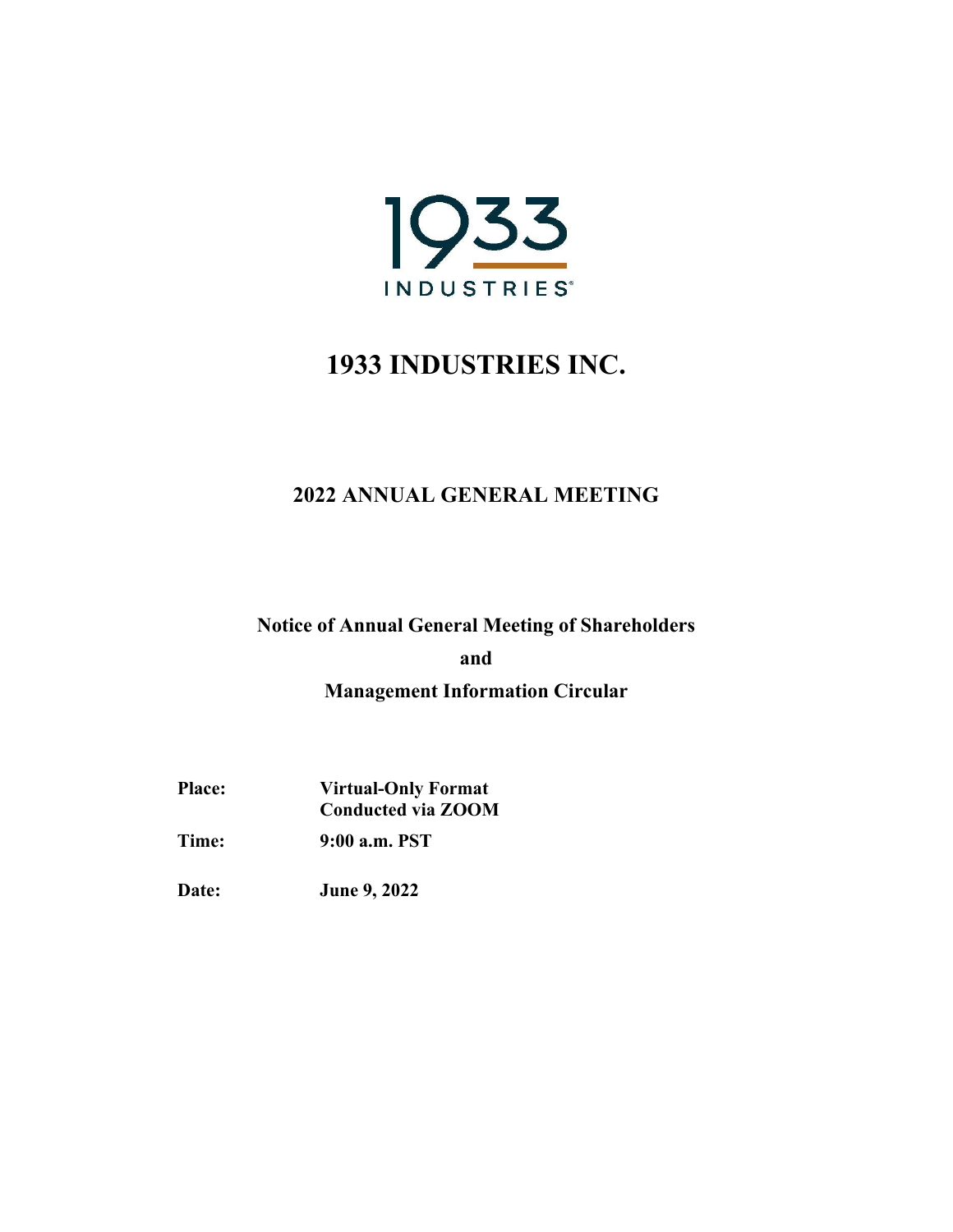1933

INDUSTRIES®

# 1933 INDUSTRIES INC.

## 2022 ANNUAL GENERAL MEETING

**Notice of Annual General Meeting of Shareholders**

**and**

**Management Information Circular**

| | |
|---|---|
| **Place:** | **Virtual-Only Format**<br>**Conducted via ZOOM** |
| **Time:** | **9:00 a.m. PST** |
| **Date:** | **June 9, 2022** |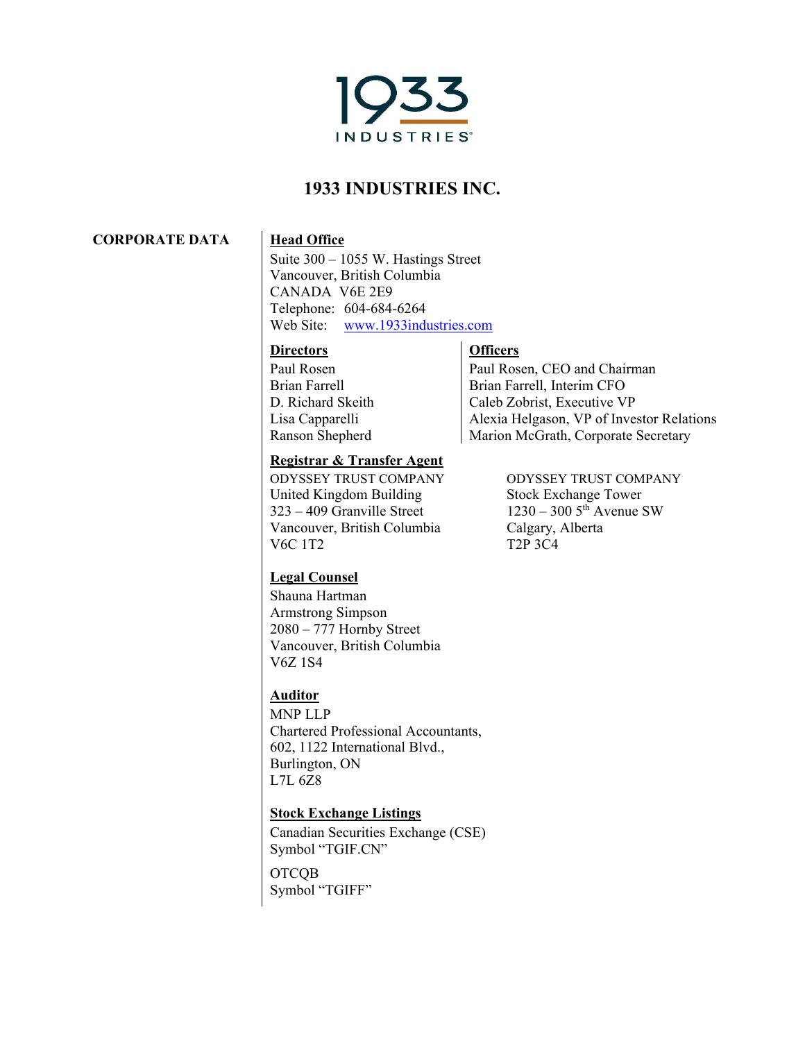1933 INDUSTRIES

# 1933 INDUSTRIES INC.

## CORPORATE DATA

**Head Office**

Suite 300 – 1055 W. Hastings Street
Vancouver, British Columbia
CANADA V6E 2E9
Telephone: 604-684-6264
Web Site: www.1933industries.com

**Directors**

Paul Rosen
Brian Farrell
D. Richard Skeith
Lisa Capparelli
Ranson Shepherd

**Officers**

Paul Rosen, CEO and Chairman
Brian Farrell, Interim CFO
Caleb Zobrist, Executive VP
Alexia Helgason, VP of Investor Relations
Marion McGrath, Corporate Secretary

**Registrar & Transfer Agent**

ODYSSEY TRUST COMPANY
United Kingdom Building
323 – 409 Granville Street
Vancouver, British Columbia
V6C 1T2

ODYSSEY TRUST COMPANY
Stock Exchange Tower
1230 – 300 5th Avenue SW
Calgary, Alberta
T2P 3C4

**Legal Counsel**

Shauna Hartman
Armstrong Simpson
2080 – 777 Hornby Street
Vancouver, British Columbia
V6Z 1S4

**Auditor**

MNP LLP
Chartered Professional Accountants,
602, 1122 International Blvd.,
Burlington, ON
L7L 6Z8

**Stock Exchange Listings**

Canadian Securities Exchange (CSE)
Symbol "TGIF.CN"

OTCQB
Symbol "TGIFF"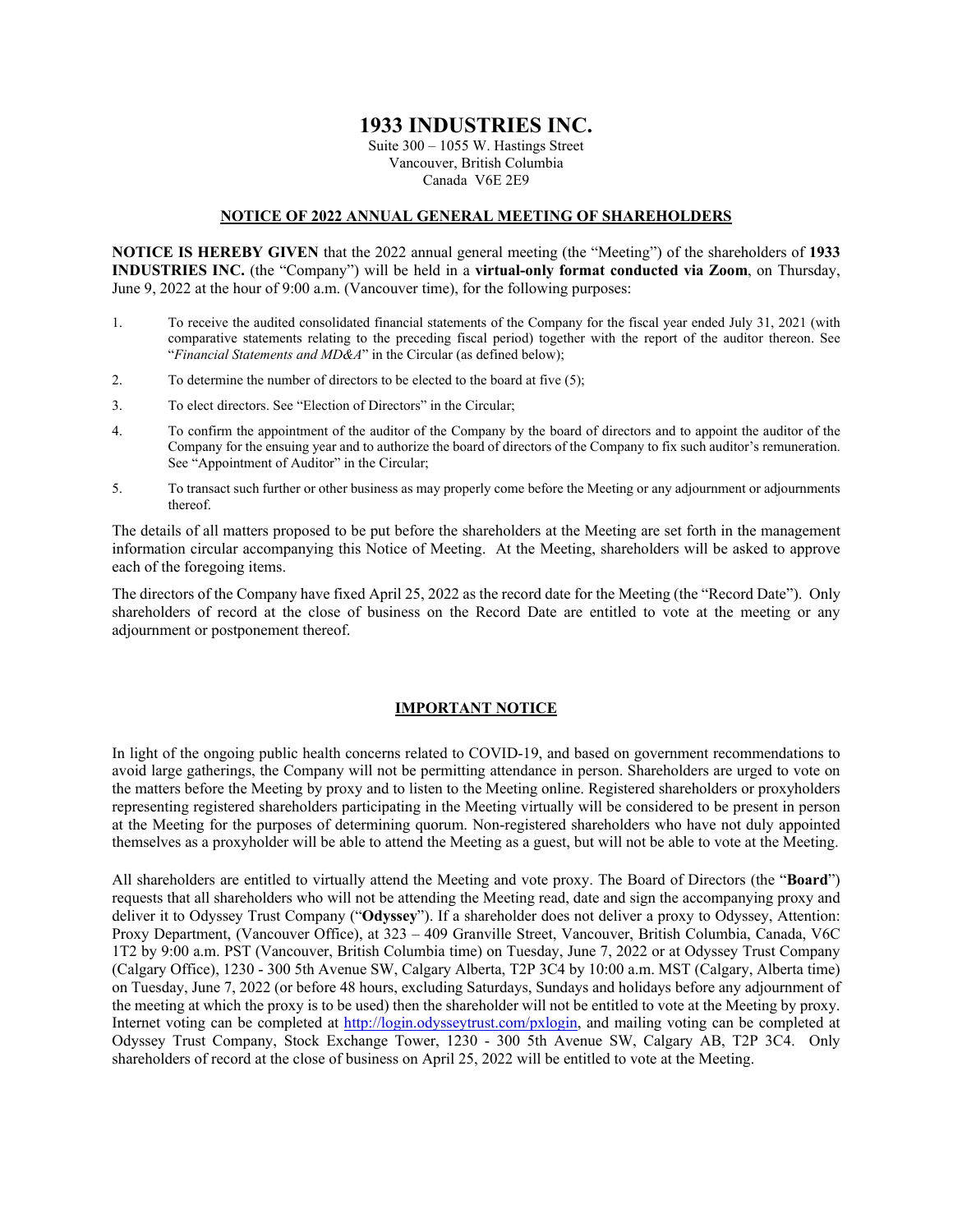# 1933 INDUSTRIES INC.

Suite 300 – 1055 W. Hastings Street
Vancouver, British Columbia
Canada V6E 2E9

## NOTICE OF 2022 ANNUAL GENERAL MEETING OF SHAREHOLDERS

**NOTICE IS HEREBY GIVEN** that the 2022 annual general meeting (the "Meeting") of the shareholders of **1933 INDUSTRIES INC.** (the "Company") will be held in a **virtual-only format conducted via Zoom**, on Thursday, June 9, 2022 at the hour of 9:00 a.m. (Vancouver time), for the following purposes:

1. To receive the audited consolidated financial statements of the Company for the fiscal year ended July 31, 2021 (with comparative statements relating to the preceding fiscal period) together with the report of the auditor thereon. See "*Financial Statements and MD&A*" in the Circular (as defined below);
2. To determine the number of directors to be elected to the board at five (5);
3. To elect directors. See "Election of Directors" in the Circular;
4. To confirm the appointment of the auditor of the Company by the board of directors and to appoint the auditor of the Company for the ensuing year and to authorize the board of directors of the Company to fix such auditor's remuneration. See "Appointment of Auditor" in the Circular;
5. To transact such further or other business as may properly come before the Meeting or any adjournment or adjournments thereof.

The details of all matters proposed to be put before the shareholders at the Meeting are set forth in the management information circular accompanying this Notice of Meeting. At the Meeting, shareholders will be asked to approve each of the foregoing items.

The directors of the Company have fixed April 25, 2022 as the record date for the Meeting (the "Record Date"). Only shareholders of record at the close of business on the Record Date are entitled to vote at the meeting or any adjournment or postponement thereof.

## IMPORTANT NOTICE

In light of the ongoing public health concerns related to COVID-19, and based on government recommendations to avoid large gatherings, the Company will not be permitting attendance in person. Shareholders are urged to vote on the matters before the Meeting by proxy and to listen to the Meeting online. Registered shareholders or proxyholders representing registered shareholders participating in the Meeting virtually will be considered to be present in person at the Meeting for the purposes of determining quorum. Non-registered shareholders who have not duly appointed themselves as a proxyholder will be able to attend the Meeting as a guest, but will not be able to vote at the Meeting.

All shareholders are entitled to virtually attend the Meeting and vote proxy. The Board of Directors (the "**Board**") requests that all shareholders who will not be attending the Meeting read, date and sign the accompanying proxy and deliver it to Odyssey Trust Company ("**Odyssey**"). If a shareholder does not deliver a proxy to Odyssey, Attention: Proxy Department, (Vancouver Office), at 323 – 409 Granville Street, Vancouver, British Columbia, Canada, V6C 1T2 by 9:00 a.m. PST (Vancouver, British Columbia time) on Tuesday, June 7, 2022 or at Odyssey Trust Company (Calgary Office), 1230 - 300 5th Avenue SW, Calgary Alberta, T2P 3C4 by 10:00 a.m. MST (Calgary, Alberta time) on Tuesday, June 7, 2022 (or before 48 hours, excluding Saturdays, Sundays and holidays before any adjournment of the meeting at which the proxy is to be used) then the shareholder will not be entitled to vote at the Meeting by proxy. Internet voting can be completed at http://login.odysseytrust.com/pxlogin, and mailing voting can be completed at Odyssey Trust Company, Stock Exchange Tower, 1230 - 300 5th Avenue SW, Calgary AB, T2P 3C4. Only shareholders of record at the close of business on April 25, 2022 will be entitled to vote at the Meeting.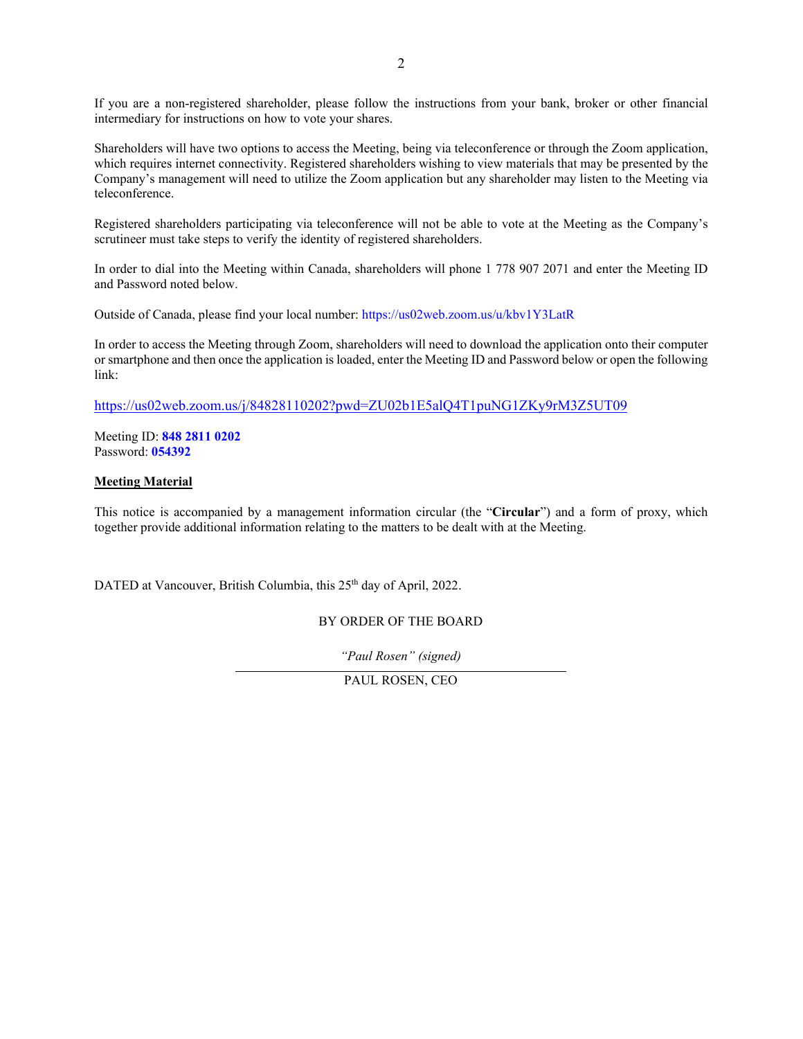If you are a non-registered shareholder, please follow the instructions from your bank, broker or other financial intermediary for instructions on how to vote your shares.

Shareholders will have two options to access the Meeting, being via teleconference or through the Zoom application, which requires internet connectivity. Registered shareholders wishing to view materials that may be presented by the Company's management will need to utilize the Zoom application but any shareholder may listen to the Meeting via teleconference.

Registered shareholders participating via teleconference will not be able to vote at the Meeting as the Company's scrutineer must take steps to verify the identity of registered shareholders.

In order to dial into the Meeting within Canada, shareholders will phone 1 778 907 2071 and enter the Meeting ID and Password noted below.

Outside of Canada, please find your local number: https://us02web.zoom.us/u/kbv1Y3LatR

In order to access the Meeting through Zoom, shareholders will need to download the application onto their computer or smartphone and then once the application is loaded, enter the Meeting ID and Password below or open the following link:

https://us02web.zoom.us/j/84828110202?pwd=ZU02b1E5alQ4T1puNG1ZKy9rM3Z5UT09

Meeting ID: **848 2811 0202**
Password: **054392**

**Meeting Material**

This notice is accompanied by a management information circular (the "**Circular**") and a form of proxy, which together provide additional information relating to the matters to be dealt with at the Meeting.

DATED at Vancouver, British Columbia, this 25th day of April, 2022.

BY ORDER OF THE BOARD

*"Paul Rosen" (signed)*

PAUL ROSEN, CEO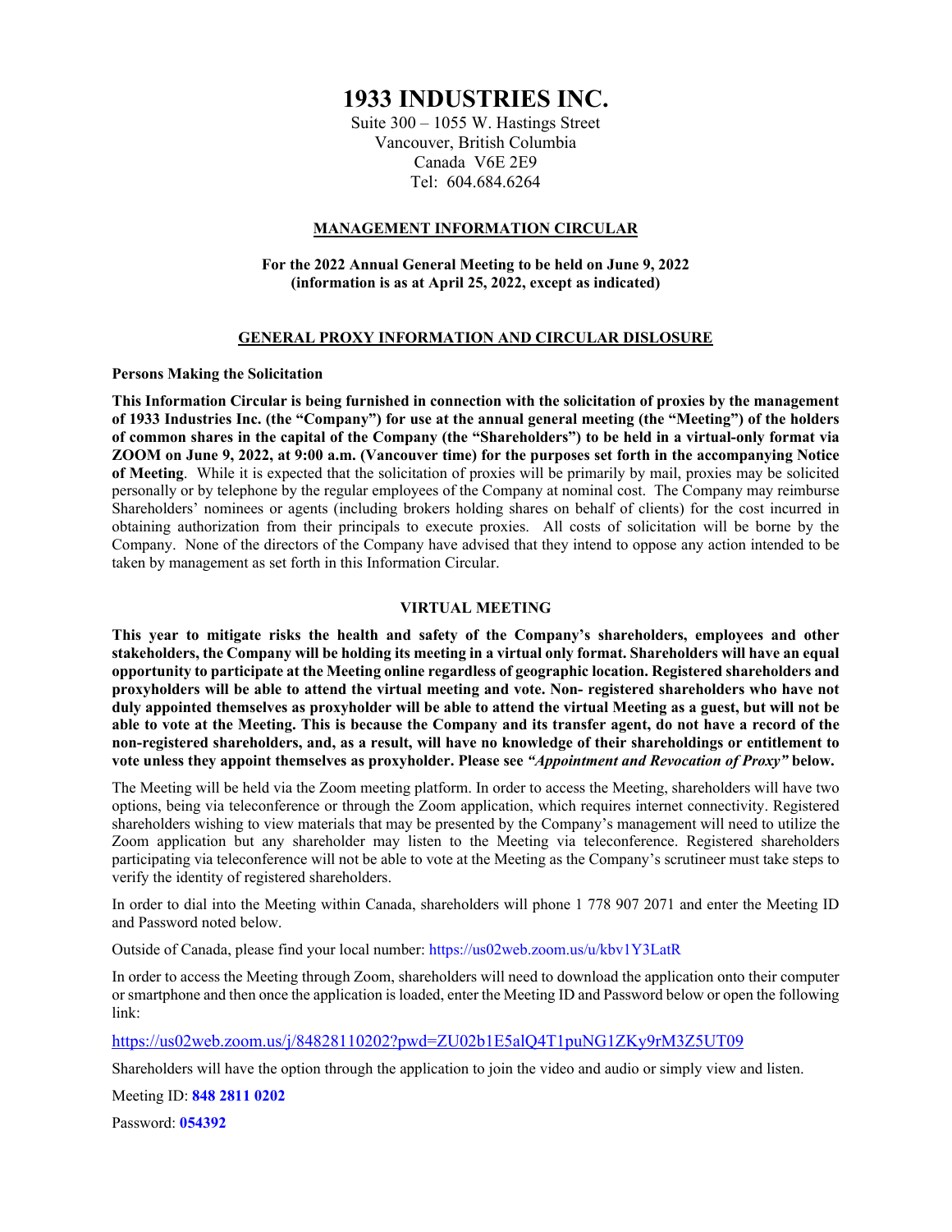# 1933 INDUSTRIES INC.

Suite 300 – 1055 W. Hastings Street
Vancouver, British Columbia
Canada V6E 2E9
Tel: 604.684.6264

## MANAGEMENT INFORMATION CIRCULAR

**For the 2022 Annual General Meeting to be held on June 9, 2022**
**(information is as at April 25, 2022, except as indicated)**

## GENERAL PROXY INFORMATION AND CIRCULAR DISLOSURE

**Persons Making the Solicitation**

**This Information Circular is being furnished in connection with the solicitation of proxies by the management of 1933 Industries Inc. (the "Company") for use at the annual general meeting (the "Meeting") of the holders of common shares in the capital of the Company (the "Shareholders") to be held in a virtual-only format via ZOOM on June 9, 2022, at 9:00 a.m. (Vancouver time) for the purposes set forth in the accompanying Notice of Meeting**. While it is expected that the solicitation of proxies will be primarily by mail, proxies may be solicited personally or by telephone by the regular employees of the Company at nominal cost. The Company may reimburse Shareholders' nominees or agents (including brokers holding shares on behalf of clients) for the cost incurred in obtaining authorization from their principals to execute proxies. All costs of solicitation will be borne by the Company. None of the directors of the Company have advised that they intend to oppose any action intended to be taken by management as set forth in this Information Circular.

## VIRTUAL MEETING

**This year to mitigate risks the health and safety of the Company's shareholders, employees and other stakeholders, the Company will be holding its meeting in a virtual only format. Shareholders will have an equal opportunity to participate at the Meeting online regardless of geographic location. Registered shareholders and proxyholders will be able to attend the virtual meeting and vote. Non- registered shareholders who have not duly appointed themselves as proxyholder will be able to attend the virtual Meeting as a guest, but will not be able to vote at the Meeting. This is because the Company and its transfer agent, do not have a record of the non-registered shareholders, and, as a result, will have no knowledge of their shareholdings or entitlement to vote unless they appoint themselves as proxyholder. Please see *"Appointment and Revocation of Proxy"* below.**

The Meeting will be held via the Zoom meeting platform. In order to access the Meeting, shareholders will have two options, being via teleconference or through the Zoom application, which requires internet connectivity. Registered shareholders wishing to view materials that may be presented by the Company's management will need to utilize the Zoom application but any shareholder may listen to the Meeting via teleconference. Registered shareholders participating via teleconference will not be able to vote at the Meeting as the Company's scrutineer must take steps to verify the identity of registered shareholders.

In order to dial into the Meeting within Canada, shareholders will phone 1 778 907 2071 and enter the Meeting ID and Password noted below.

Outside of Canada, please find your local number: https://us02web.zoom.us/u/kbv1Y3LatR

In order to access the Meeting through Zoom, shareholders will need to download the application onto their computer or smartphone and then once the application is loaded, enter the Meeting ID and Password below or open the following link:

https://us02web.zoom.us/j/84828110202?pwd=ZU02b1E5alQ4T1puNG1ZKy9rM3Z5UT09

Shareholders will have the option through the application to join the video and audio or simply view and listen.

Meeting ID: **848 2811 0202**

Password: **054392**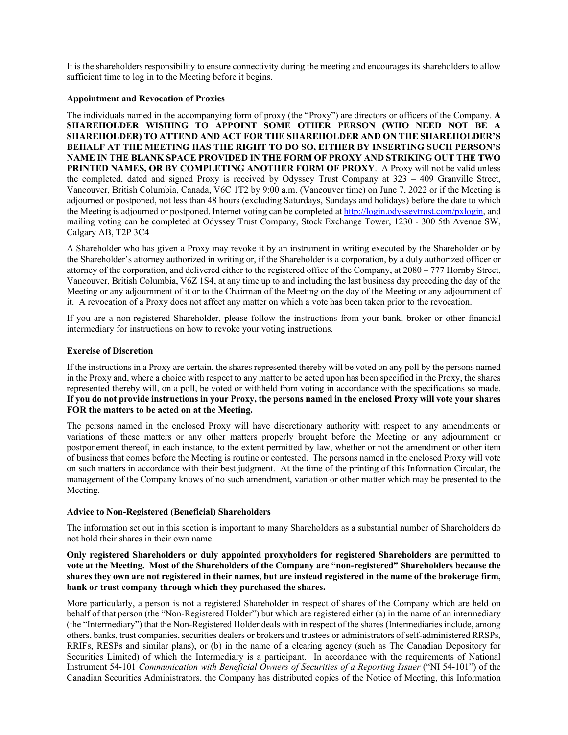It is the shareholders responsibility to ensure connectivity during the meeting and encourages its shareholders to allow sufficient time to log in to the Meeting before it begins.

**Appointment and Revocation of Proxies**

The individuals named in the accompanying form of proxy (the "Proxy") are directors or officers of the Company. **A SHAREHOLDER WISHING TO APPOINT SOME OTHER PERSON (WHO NEED NOT BE A SHAREHOLDER) TO ATTEND AND ACT FOR THE SHAREHOLDER AND ON THE SHAREHOLDER'S BEHALF AT THE MEETING HAS THE RIGHT TO DO SO, EITHER BY INSERTING SUCH PERSON'S NAME IN THE BLANK SPACE PROVIDED IN THE FORM OF PROXY AND STRIKING OUT THE TWO PRINTED NAMES, OR BY COMPLETING ANOTHER FORM OF PROXY**. A Proxy will not be valid unless the completed, dated and signed Proxy is received by Odyssey Trust Company at 323 – 409 Granville Street, Vancouver, British Columbia, Canada, V6C 1T2 by 9:00 a.m. (Vancouver time) on June 7, 2022 or if the Meeting is adjourned or postponed, not less than 48 hours (excluding Saturdays, Sundays and holidays) before the date to which the Meeting is adjourned or postponed. Internet voting can be completed at http://login.odysseytrust.com/pxlogin, and mailing voting can be completed at Odyssey Trust Company, Stock Exchange Tower, 1230 - 300 5th Avenue SW, Calgary AB, T2P 3C4

A Shareholder who has given a Proxy may revoke it by an instrument in writing executed by the Shareholder or by the Shareholder's attorney authorized in writing or, if the Shareholder is a corporation, by a duly authorized officer or attorney of the corporation, and delivered either to the registered office of the Company, at 2080 – 777 Hornby Street, Vancouver, British Columbia, V6Z 1S4, at any time up to and including the last business day preceding the day of the Meeting or any adjournment of it or to the Chairman of the Meeting on the day of the Meeting or any adjournment of it. A revocation of a Proxy does not affect any matter on which a vote has been taken prior to the revocation.

If you are a non-registered Shareholder, please follow the instructions from your bank, broker or other financial intermediary for instructions on how to revoke your voting instructions.

**Exercise of Discretion**

If the instructions in a Proxy are certain, the shares represented thereby will be voted on any poll by the persons named in the Proxy and, where a choice with respect to any matter to be acted upon has been specified in the Proxy, the shares represented thereby will, on a poll, be voted or withheld from voting in accordance with the specifications so made. **If you do not provide instructions in your Proxy, the persons named in the enclosed Proxy will vote your shares FOR the matters to be acted on at the Meeting.**

The persons named in the enclosed Proxy will have discretionary authority with respect to any amendments or variations of these matters or any other matters properly brought before the Meeting or any adjournment or postponement thereof, in each instance, to the extent permitted by law, whether or not the amendment or other item of business that comes before the Meeting is routine or contested. The persons named in the enclosed Proxy will vote on such matters in accordance with their best judgment. At the time of the printing of this Information Circular, the management of the Company knows of no such amendment, variation or other matter which may be presented to the Meeting.

**Advice to Non-Registered (Beneficial) Shareholders**

The information set out in this section is important to many Shareholders as a substantial number of Shareholders do not hold their shares in their own name.

**Only registered Shareholders or duly appointed proxyholders for registered Shareholders are permitted to vote at the Meeting. Most of the Shareholders of the Company are "non-registered" Shareholders because the shares they own are not registered in their names, but are instead registered in the name of the brokerage firm, bank or trust company through which they purchased the shares.**

More particularly, a person is not a registered Shareholder in respect of shares of the Company which are held on behalf of that person (the "Non-Registered Holder") but which are registered either (a) in the name of an intermediary (the "Intermediary") that the Non-Registered Holder deals with in respect of the shares (Intermediaries include, among others, banks, trust companies, securities dealers or brokers and trustees or administrators of self-administered RRSPs, RRIFs, RESPs and similar plans), or (b) in the name of a clearing agency (such as The Canadian Depository for Securities Limited) of which the Intermediary is a participant. In accordance with the requirements of National Instrument 54-101 *Communication with Beneficial Owners of Securities of a Reporting Issuer* ("NI 54-101") of the Canadian Securities Administrators, the Company has distributed copies of the Notice of Meeting, this Information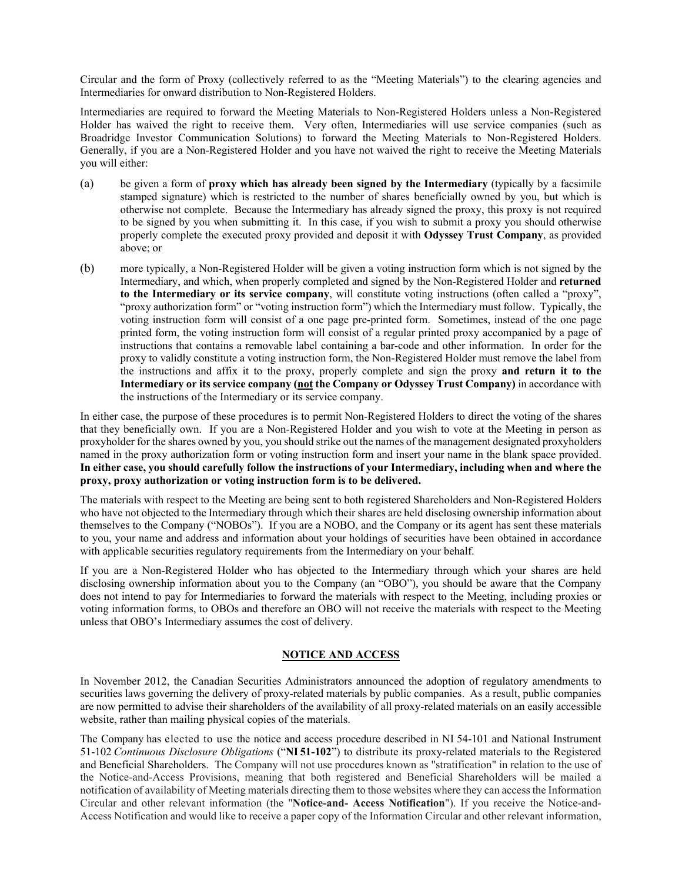Circular and the form of Proxy (collectively referred to as the "Meeting Materials") to the clearing agencies and Intermediaries for onward distribution to Non-Registered Holders.

Intermediaries are required to forward the Meeting Materials to Non-Registered Holders unless a Non-Registered Holder has waived the right to receive them. Very often, Intermediaries will use service companies (such as Broadridge Investor Communication Solutions) to forward the Meeting Materials to Non-Registered Holders. Generally, if you are a Non-Registered Holder and you have not waived the right to receive the Meeting Materials you will either:

(a) be given a form of **proxy which has already been signed by the Intermediary** (typically by a facsimile stamped signature) which is restricted to the number of shares beneficially owned by you, but which is otherwise not complete. Because the Intermediary has already signed the proxy, this proxy is not required to be signed by you when submitting it. In this case, if you wish to submit a proxy you should otherwise properly complete the executed proxy provided and deposit it with **Odyssey Trust Company**, as provided above; or

(b) more typically, a Non-Registered Holder will be given a voting instruction form which is not signed by the Intermediary, and which, when properly completed and signed by the Non-Registered Holder and **returned to the Intermediary or its service company**, will constitute voting instructions (often called a "proxy", "proxy authorization form" or "voting instruction form") which the Intermediary must follow. Typically, the voting instruction form will consist of a one page pre-printed form. Sometimes, instead of the one page printed form, the voting instruction form will consist of a regular printed proxy accompanied by a page of instructions that contains a removable label containing a bar-code and other information. In order for the proxy to validly constitute a voting instruction form, the Non-Registered Holder must remove the label from the instructions and affix it to the proxy, properly complete and sign the proxy **and return it to the Intermediary or its service company (<u>not</u> the Company or Odyssey Trust Company)** in accordance with the instructions of the Intermediary or its service company.

In either case, the purpose of these procedures is to permit Non-Registered Holders to direct the voting of the shares that they beneficially own. If you are a Non-Registered Holder and you wish to vote at the Meeting in person as proxyholder for the shares owned by you, you should strike out the names of the management designated proxyholders named in the proxy authorization form or voting instruction form and insert your name in the blank space provided. **In either case, you should carefully follow the instructions of your Intermediary, including when and where the proxy, proxy authorization or voting instruction form is to be delivered.**

The materials with respect to the Meeting are being sent to both registered Shareholders and Non-Registered Holders who have not objected to the Intermediary through which their shares are held disclosing ownership information about themselves to the Company ("NOBOs"). If you are a NOBO, and the Company or its agent has sent these materials to you, your name and address and information about your holdings of securities have been obtained in accordance with applicable securities regulatory requirements from the Intermediary on your behalf.

If you are a Non-Registered Holder who has objected to the Intermediary through which your shares are held disclosing ownership information about you to the Company (an "OBO"), you should be aware that the Company does not intend to pay for Intermediaries to forward the materials with respect to the Meeting, including proxies or voting information forms, to OBOs and therefore an OBO will not receive the materials with respect to the Meeting unless that OBO's Intermediary assumes the cost of delivery.

## NOTICE AND ACCESS

In November 2012, the Canadian Securities Administrators announced the adoption of regulatory amendments to securities laws governing the delivery of proxy-related materials by public companies. As a result, public companies are now permitted to advise their shareholders of the availability of all proxy-related materials on an easily accessible website, rather than mailing physical copies of the materials.

The Company has elected to use the notice and access procedure described in NI 54-101 and National Instrument 51-102 *Continuous Disclosure Obligations* ("**NI 51-102**") to distribute its proxy-related materials to the Registered and Beneficial Shareholders. The Company will not use procedures known as "stratification" in relation to the use of the Notice-and-Access Provisions, meaning that both registered and Beneficial Shareholders will be mailed a notification of availability of Meeting materials directing them to those websites where they can access the Information Circular and other relevant information (the "**Notice-and- Access Notification**"). If you receive the Notice-and-Access Notification and would like to receive a paper copy of the Information Circular and other relevant information,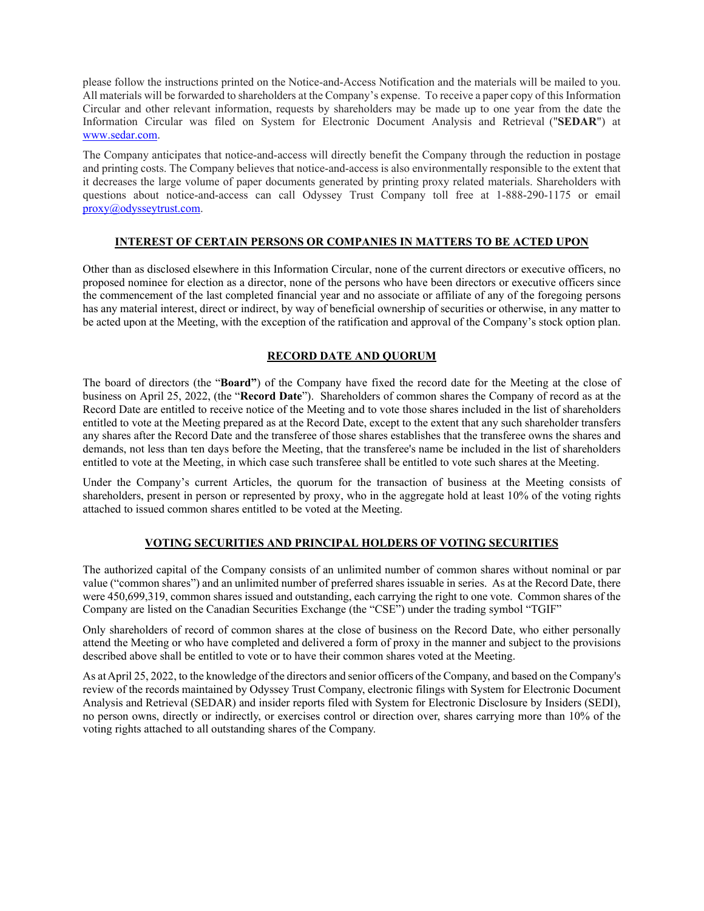please follow the instructions printed on the Notice-and-Access Notification and the materials will be mailed to you. All materials will be forwarded to shareholders at the Company's expense. To receive a paper copy of this Information Circular and other relevant information, requests by shareholders may be made up to one year from the date the Information Circular was filed on System for Electronic Document Analysis and Retrieval ("**SEDAR**") at www.sedar.com.

The Company anticipates that notice-and-access will directly benefit the Company through the reduction in postage and printing costs. The Company believes that notice-and-access is also environmentally responsible to the extent that it decreases the large volume of paper documents generated by printing proxy related materials. Shareholders with questions about notice-and-access can call Odyssey Trust Company toll free at 1-888-290-1175 or email proxy@odysseytrust.com.

## INTEREST OF CERTAIN PERSONS OR COMPANIES IN MATTERS TO BE ACTED UPON

Other than as disclosed elsewhere in this Information Circular, none of the current directors or executive officers, no proposed nominee for election as a director, none of the persons who have been directors or executive officers since the commencement of the last completed financial year and no associate or affiliate of any of the foregoing persons has any material interest, direct or indirect, by way of beneficial ownership of securities or otherwise, in any matter to be acted upon at the Meeting, with the exception of the ratification and approval of the Company's stock option plan.

## RECORD DATE AND QUORUM

The board of directors (the "**Board"**) of the Company have fixed the record date for the Meeting at the close of business on April 25, 2022, (the "**Record Date**"). Shareholders of common shares the Company of record as at the Record Date are entitled to receive notice of the Meeting and to vote those shares included in the list of shareholders entitled to vote at the Meeting prepared as at the Record Date, except to the extent that any such shareholder transfers any shares after the Record Date and the transferee of those shares establishes that the transferee owns the shares and demands, not less than ten days before the Meeting, that the transferee's name be included in the list of shareholders entitled to vote at the Meeting, in which case such transferee shall be entitled to vote such shares at the Meeting.

Under the Company's current Articles, the quorum for the transaction of business at the Meeting consists of shareholders, present in person or represented by proxy, who in the aggregate hold at least 10% of the voting rights attached to issued common shares entitled to be voted at the Meeting.

## VOTING SECURITIES AND PRINCIPAL HOLDERS OF VOTING SECURITIES

The authorized capital of the Company consists of an unlimited number of common shares without nominal or par value ("common shares") and an unlimited number of preferred shares issuable in series. As at the Record Date, there were 450,699,319, common shares issued and outstanding, each carrying the right to one vote. Common shares of the Company are listed on the Canadian Securities Exchange (the "CSE") under the trading symbol "TGIF"

Only shareholders of record of common shares at the close of business on the Record Date, who either personally attend the Meeting or who have completed and delivered a form of proxy in the manner and subject to the provisions described above shall be entitled to vote or to have their common shares voted at the Meeting.

As at April 25, 2022, to the knowledge of the directors and senior officers of the Company, and based on the Company's review of the records maintained by Odyssey Trust Company, electronic filings with System for Electronic Document Analysis and Retrieval (SEDAR) and insider reports filed with System for Electronic Disclosure by Insiders (SEDI), no person owns, directly or indirectly, or exercises control or direction over, shares carrying more than 10% of the voting rights attached to all outstanding shares of the Company.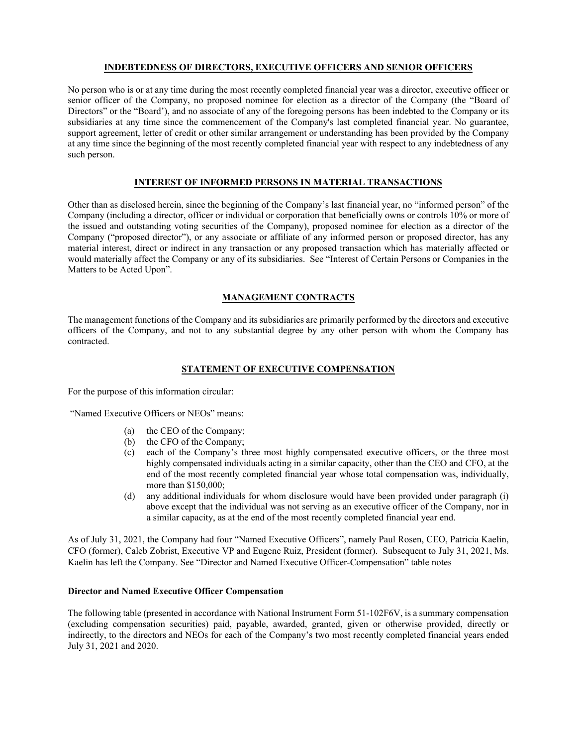## INDEBTEDNESS OF DIRECTORS, EXECUTIVE OFFICERS AND SENIOR OFFICERS

No person who is or at any time during the most recently completed financial year was a director, executive officer or senior officer of the Company, no proposed nominee for election as a director of the Company (the "Board of Directors" or the "Board'), and no associate of any of the foregoing persons has been indebted to the Company or its subsidiaries at any time since the commencement of the Company's last completed financial year. No guarantee, support agreement, letter of credit or other similar arrangement or understanding has been provided by the Company at any time since the beginning of the most recently completed financial year with respect to any indebtedness of any such person.

## INTEREST OF INFORMED PERSONS IN MATERIAL TRANSACTIONS

Other than as disclosed herein, since the beginning of the Company's last financial year, no "informed person" of the Company (including a director, officer or individual or corporation that beneficially owns or controls 10% or more of the issued and outstanding voting securities of the Company), proposed nominee for election as a director of the Company ("proposed director"), or any associate or affiliate of any informed person or proposed director, has any material interest, direct or indirect in any transaction or any proposed transaction which has materially affected or would materially affect the Company or any of its subsidiaries. See "Interest of Certain Persons or Companies in the Matters to be Acted Upon".

## MANAGEMENT CONTRACTS

The management functions of the Company and its subsidiaries are primarily performed by the directors and executive officers of the Company, and not to any substantial degree by any other person with whom the Company has contracted.

## STATEMENT OF EXECUTIVE COMPENSATION

For the purpose of this information circular:

"Named Executive Officers or NEOs" means:

(a) the CEO of the Company;
(b) the CFO of the Company;
(c) each of the Company's three most highly compensated executive officers, or the three most highly compensated individuals acting in a similar capacity, other than the CEO and CFO, at the end of the most recently completed financial year whose total compensation was, individually, more than $150,000;
(d) any additional individuals for whom disclosure would have been provided under paragraph (i) above except that the individual was not serving as an executive officer of the Company, nor in a similar capacity, as at the end of the most recently completed financial year end.

As of July 31, 2021, the Company had four "Named Executive Officers", namely Paul Rosen, CEO, Patricia Kaelin, CFO (former), Caleb Zobrist, Executive VP and Eugene Ruiz, President (former). Subsequent to July 31, 2021, Ms. Kaelin has left the Company. See "Director and Named Executive Officer-Compensation" table notes

### Director and Named Executive Officer Compensation

The following table (presented in accordance with National Instrument Form 51-102F6V, is a summary compensation (excluding compensation securities) paid, payable, awarded, granted, given or otherwise provided, directly or indirectly, to the directors and NEOs for each of the Company's two most recently completed financial years ended July 31, 2021 and 2020.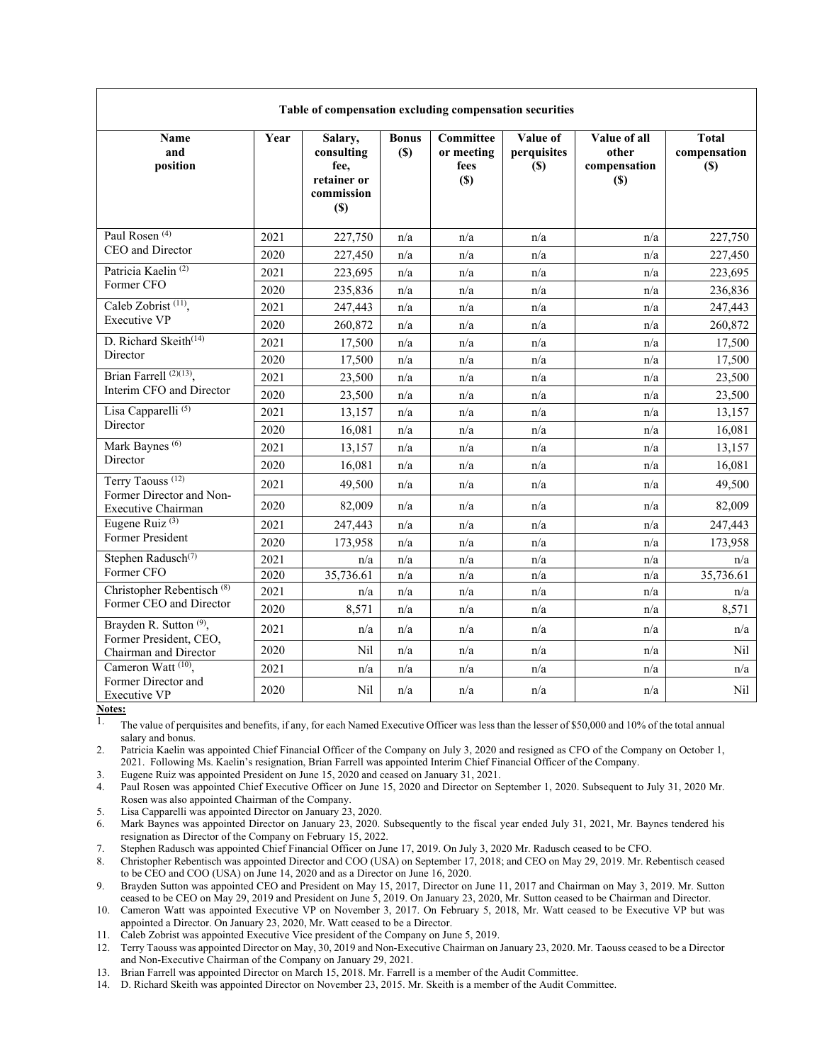| Table of compensation excluding compensation securities | | | | | | | |
|---|---|---|---|---|---|---|---|
| Name and position | Year | Salary, consulting fee, retainer or commission ($) | Bonus ($) | Committee or meeting fees ($) | Value of perquisites ($) | Value of all other compensation ($) | Total compensation ($) |
| Paul Rosen [(4)] CEO and Director | 2021 | 227,750 | n/a | n/a | n/a | n/a | 227,750 |
| | 2020 | 227,450 | n/a | n/a | n/a | n/a | 227,450 |
| Patricia Kaelin [(2)] Former CFO | 2021 | 223,695 | n/a | n/a | n/a | n/a | 223,695 |
| | 2020 | 235,836 | n/a | n/a | n/a | n/a | 236,836 |
| Caleb Zobrist [(11)], Executive VP | 2021 | 247,443 | n/a | n/a | n/a | n/a | 247,443 |
| | 2020 | 260,872 | n/a | n/a | n/a | n/a | 260,872 |
| D. Richard Skeith[(14)] Director | 2021 | 17,500 | n/a | n/a | n/a | n/a | 17,500 |
| | 2020 | 17,500 | n/a | n/a | n/a | n/a | 17,500 |
| Brian Farrell [(2)(13)], Interim CFO and Director | 2021 | 23,500 | n/a | n/a | n/a | n/a | 23,500 |
| | 2020 | 23,500 | n/a | n/a | n/a | n/a | 23,500 |
| Lisa Capparelli [(5)] Director | 2021 | 13,157 | n/a | n/a | n/a | n/a | 13,157 |
| | 2020 | 16,081 | n/a | n/a | n/a | n/a | 16,081 |
| Mark Baynes [(6)] Director | 2021 | 13,157 | n/a | n/a | n/a | n/a | 13,157 |
| | 2020 | 16,081 | n/a | n/a | n/a | n/a | 16,081 |
| Terry Taouss [(12)] Former Director and Non-Executive Chairman | 2021 | 49,500 | n/a | n/a | n/a | n/a | 49,500 |
| | 2020 | 82,009 | n/a | n/a | n/a | n/a | 82,009 |
| Eugene Ruiz [(3)] Former President | 2021 | 247,443 | n/a | n/a | n/a | n/a | 247,443 |
| | 2020 | 173,958 | n/a | n/a | n/a | n/a | 173,958 |
| Stephen Radusch[(7)] Former CFO | 2021 | n/a | n/a | n/a | n/a | n/a | n/a |
| | 2020 | 35,736.61 | n/a | n/a | n/a | n/a | 35,736.61 |
| Christopher Rebentisch [(8)] Former CEO and Director | 2021 | n/a | n/a | n/a | n/a | n/a | n/a |
| | 2020 | 8,571 | n/a | n/a | n/a | n/a | 8,571 |
| Brayden R. Sutton [(9)], Former President, CEO, Chairman and Director | 2021 | n/a | n/a | n/a | n/a | n/a | n/a |
| | 2020 | Nil | n/a | n/a | n/a | n/a | Nil |
| Cameron Watt [(10)], Former Director and Executive VP | 2021 | n/a | n/a | n/a | n/a | n/a | n/a |
| | 2020 | Nil | n/a | n/a | n/a | n/a | Nil |

**Notes:**

1. The value of perquisites and benefits, if any, for each Named Executive Officer was less than the lesser of $50,000 and 10% of the total annual salary and bonus.
2. Patricia Kaelin was appointed Chief Financial Officer of the Company on July 3, 2020 and resigned as CFO of the Company on October 1, 2021. Following Ms. Kaelin's resignation, Brian Farrell was appointed Interim Chief Financial Officer of the Company.
3. Eugene Ruiz was appointed President on June 15, 2020 and ceased on January 31, 2021.
4. Paul Rosen was appointed Chief Executive Officer on June 15, 2020 and Director on September 1, 2020. Subsequent to July 31, 2020 Mr. Rosen was also appointed Chairman of the Company.
5. Lisa Capparelli was appointed Director on January 23, 2020.
6. Mark Baynes was appointed Director on January 23, 2020. Subsequently to the fiscal year ended July 31, 2021, Mr. Baynes tendered his resignation as Director of the Company on February 15, 2022.
7. Stephen Radusch was appointed Chief Financial Officer on June 17, 2019. On July 3, 2020 Mr. Radusch ceased to be CFO.
8. Christopher Rebentisch was appointed Director and COO (USA) on September 17, 2018; and CEO on May 29, 2019. Mr. Rebentisch ceased to be CEO and COO (USA) on June 14, 2020 and as a Director on June 16, 2020.
9. Brayden Sutton was appointed CEO and President on May 15, 2017, Director on June 11, 2017 and Chairman on May 3, 2019. Mr. Sutton ceased to be CEO on May 29, 2019 and President on June 5, 2019. On January 23, 2020, Mr. Sutton ceased to be Chairman and Director.
10. Cameron Watt was appointed Executive VP on November 3, 2017. On February 5, 2018, Mr. Watt ceased to be Executive VP but was appointed a Director. On January 23, 2020, Mr. Watt ceased to be a Director.
11. Caleb Zobrist was appointed Executive Vice president of the Company on June 5, 2019.
12. Terry Taouss was appointed Director on May, 30, 2019 and Non-Executive Chairman on January 23, 2020. Mr. Taouss ceased to be a Director and Non-Executive Chairman of the Company on January 29, 2021.
13. Brian Farrell was appointed Director on March 15, 2018. Mr. Farrell is a member of the Audit Committee.
14. D. Richard Skeith was appointed Director on November 23, 2015. Mr. Skeith is a member of the Audit Committee.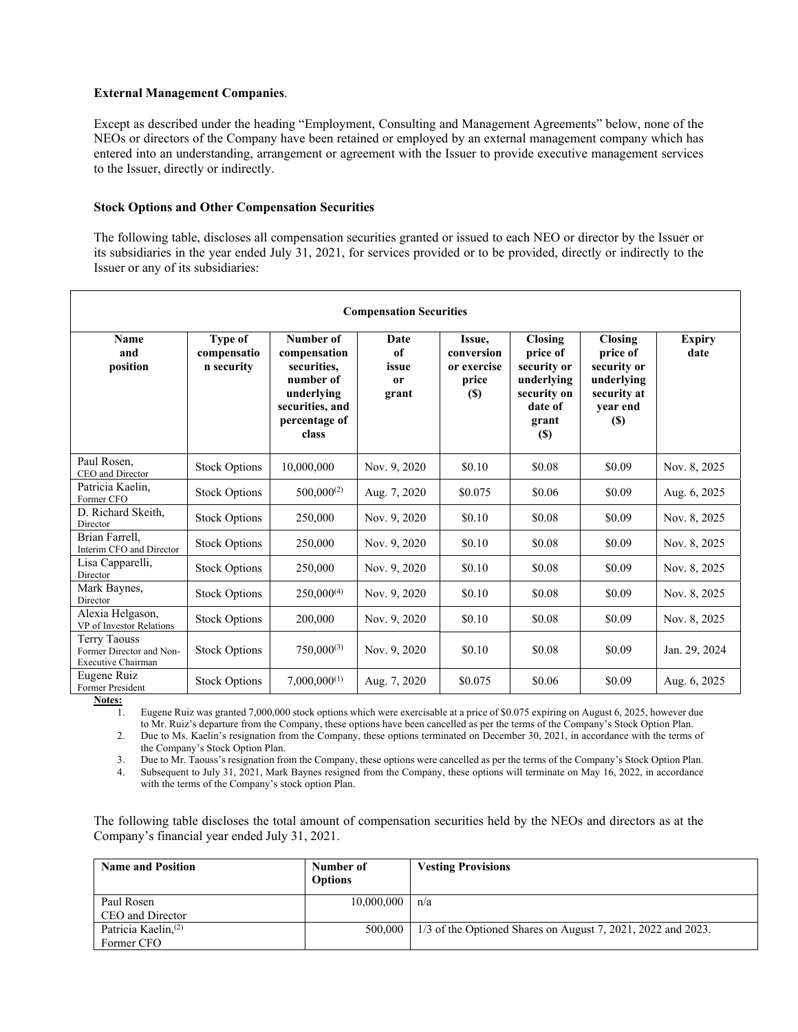**External Management Companies**.

Except as described under the heading "Employment, Consulting and Management Agreements" below, none of the NEOs or directors of the Company have been retained or employed by an external management company which has entered into an understanding, arrangement or agreement with the Issuer to provide executive management services to the Issuer, directly or indirectly.

**Stock Options and Other Compensation Securities**

The following table, discloses all compensation securities granted or issued to each NEO or director by the Issuer or its subsidiaries in the year ended July 31, 2021, for services provided or to be provided, directly or indirectly to the Issuer or any of its subsidiaries:

| **Compensation Securities** | | | | | | | |
|---|---|---|---|---|---|---|---|
| **Name and position** | **Type of compensation security** | **Number of compensation securities, number of underlying securities, and percentage of class** | **Date of issue or grant** | **Issue, conversion or exercise price ($)** | **Closing price of security or underlying security on date of grant ($)** | **Closing price of security or underlying security at year end ($)** | **Expiry date** |
| Paul Rosen, CEO and Director | Stock Options | 10,000,000 | Nov. 9, 2020 | $0.10 | $0.08 | $0.09 | Nov. 8, 2025 |
| Patricia Kaelin, Former CFO | Stock Options | 500,000[(2)] | Aug. 7, 2020 | $0.075 | $0.06 | $0.09 | Aug. 6, 2025 |
| D. Richard Skeith, Director | Stock Options | 250,000 | Nov. 9, 2020 | $0.10 | $0.08 | $0.09 | Nov. 8, 2025 |
| Brian Farrell, Interim CFO and Director | Stock Options | 250,000 | Nov. 9, 2020 | $0.10 | $0.08 | $0.09 | Nov. 8, 2025 |
| Lisa Capparelli, Director | Stock Options | 250,000 | Nov. 9, 2020 | $0.10 | $0.08 | $0.09 | Nov. 8, 2025 |
| Mark Baynes, Director | Stock Options | 250,000[(4)] | Nov. 9, 2020 | $0.10 | $0.08 | $0.09 | Nov. 8, 2025 |
| Alexia Helgason, VP of Investor Relations | Stock Options | 200,000 | Nov. 9, 2020 | $0.10 | $0.08 | $0.09 | Nov. 8, 2025 |
| Terry Taouss Former Director and Non-Executive Chairman | Stock Options | 750,000[(3)] | Nov. 9, 2020 | $0.10 | $0.08 | $0.09 | Jan. 29, 2024 |
| Eugene Ruiz Former President | Stock Options | 7,000,000[(1)] | Aug. 7, 2020 | $0.075 | $0.06 | $0.09 | Aug. 6, 2025 |

**Notes:**

1. Eugene Ruiz was granted 7,000,000 stock options which were exercisable at a price of $0.075 expiring on August 6, 2025, however due to Mr. Ruiz's departure from the Company, these options have been cancelled as per the terms of the Company's Stock Option Plan.
2. Due to Ms. Kaelin's resignation from the Company, these options terminated on December 30, 2021, in accordance with the terms of the Company's Stock Option Plan.
3. Due to Mr. Taouss's resignation from the Company, these options were cancelled as per the terms of the Company's Stock Option Plan.
4. Subsequent to July 31, 2021, Mark Baynes resigned from the Company, these options will terminate on May 16, 2022, in accordance with the terms of the Company's stock option Plan.

The following table discloses the total amount of compensation securities held by the NEOs and directors as at the Company's financial year ended July 31, 2021.

| **Name and Position** | **Number of Options** | **Vesting Provisions** |
|---|---|---|
| Paul Rosen CEO and Director | 10,000,000 | n/a |
| Patricia Kaelin,[(2)] Former CFO | 500,000 | 1/3 of the Optioned Shares on August 7, 2021, 2022 and 2023. |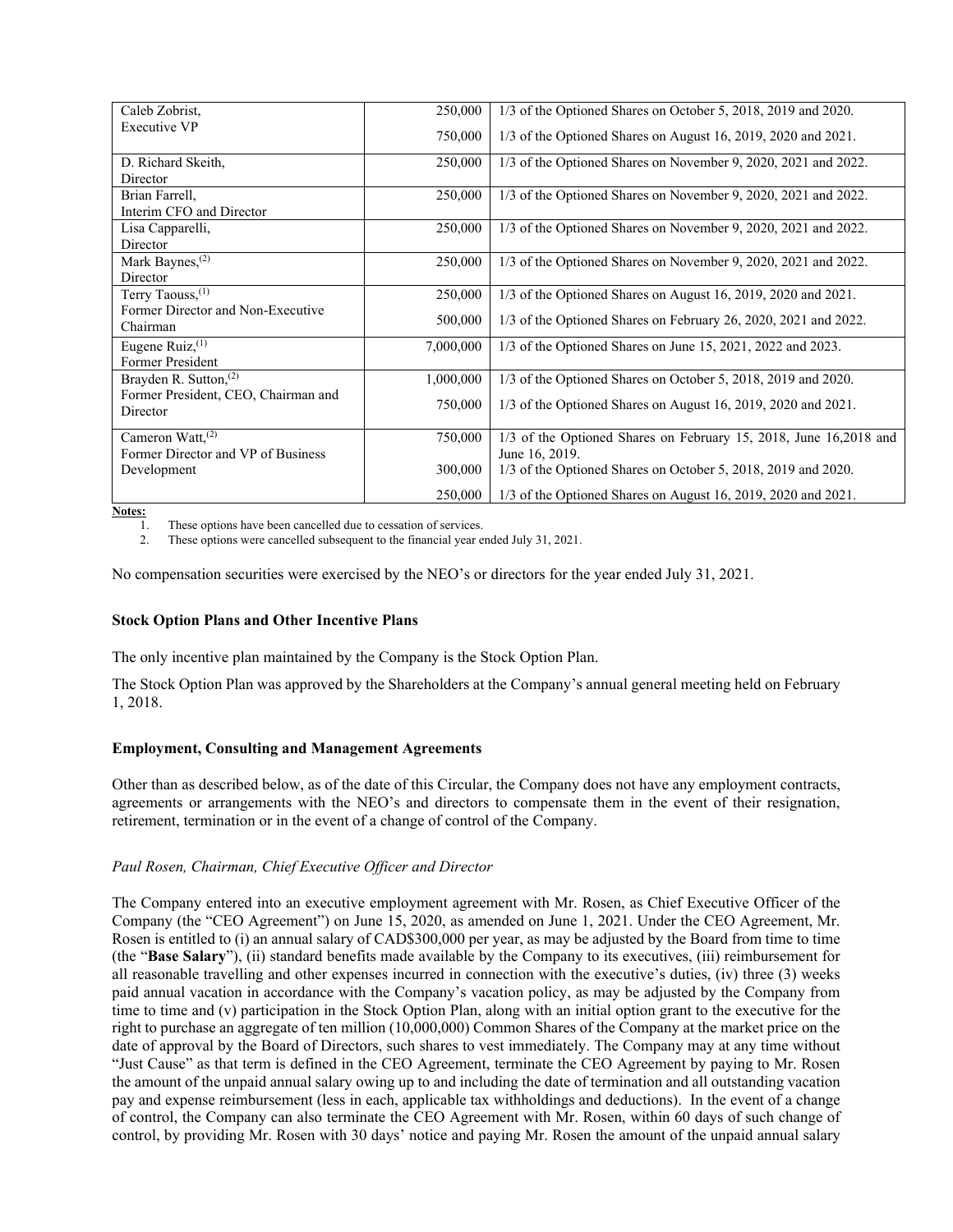| | | |
|---|---|---|
| Caleb Zobrist,<br>Executive VP | 250,000<br><br>750,000 | 1/3 of the Optioned Shares on October 5, 2018, 2019 and 2020.<br><br>1/3 of the Optioned Shares on August 16, 2019, 2020 and 2021. |
| D. Richard Skeith,<br>Director | 250,000 | 1/3 of the Optioned Shares on November 9, 2020, 2021 and 2022. |
| Brian Farrell,<br>Interim CFO and Director | 250,000 | 1/3 of the Optioned Shares on November 9, 2020, 2021 and 2022. |
| Lisa Capparelli,<br>Director | 250,000 | 1/3 of the Optioned Shares on November 9, 2020, 2021 and 2022. |
| Mark Baynes,[2]<br>Director | 250,000 | 1/3 of the Optioned Shares on November 9, 2020, 2021 and 2022. |
| Terry Taouss,[1]<br>Former Director and Non-Executive Chairman | 250,000<br><br>500,000 | 1/3 of the Optioned Shares on August 16, 2019, 2020 and 2021.<br><br>1/3 of the Optioned Shares on February 26, 2020, 2021 and 2022. |
| Eugene Ruiz,[1]<br>Former President | 7,000,000 | 1/3 of the Optioned Shares on June 15, 2021, 2022 and 2023. |
| Brayden R. Sutton,[2]<br>Former President, CEO, Chairman and Director | 1,000,000<br><br>750,000 | 1/3 of the Optioned Shares on October 5, 2018, 2019 and 2020.<br><br>1/3 of the Optioned Shares on August 16, 2019, 2020 and 2021. |
| Cameron Watt,[2]<br>Former Director and VP of Business Development | 750,000<br><br>300,000<br><br>250,000 | 1/3 of the Optioned Shares on February 15, 2018, June 16,2018 and June 16, 2019.<br>1/3 of the Optioned Shares on October 5, 2018, 2019 and 2020.<br><br>1/3 of the Optioned Shares on August 16, 2019, 2020 and 2021. |

**Notes:**

1. These options have been cancelled due to cessation of services.
2. These options were cancelled subsequent to the financial year ended July 31, 2021.

No compensation securities were exercised by the NEO's or directors for the year ended July 31, 2021.

**Stock Option Plans and Other Incentive Plans**

The only incentive plan maintained by the Company is the Stock Option Plan.

The Stock Option Plan was approved by the Shareholders at the Company's annual general meeting held on February 1, 2018.

**Employment, Consulting and Management Agreements**

Other than as described below, as of the date of this Circular, the Company does not have any employment contracts, agreements or arrangements with the NEO's and directors to compensate them in the event of their resignation, retirement, termination or in the event of a change of control of the Company.

*Paul Rosen, Chairman, Chief Executive Officer and Director*

The Company entered into an executive employment agreement with Mr. Rosen, as Chief Executive Officer of the Company (the "CEO Agreement") on June 15, 2020, as amended on June 1, 2021. Under the CEO Agreement, Mr. Rosen is entitled to (i) an annual salary of CAD$300,000 per year, as may be adjusted by the Board from time to time (the "**Base Salary**"), (ii) standard benefits made available by the Company to its executives, (iii) reimbursement for all reasonable travelling and other expenses incurred in connection with the executive's duties, (iv) three (3) weeks paid annual vacation in accordance with the Company's vacation policy, as may be adjusted by the Company from time to time and (v) participation in the Stock Option Plan, along with an initial option grant to the executive for the right to purchase an aggregate of ten million (10,000,000) Common Shares of the Company at the market price on the date of approval by the Board of Directors, such shares to vest immediately. The Company may at any time without "Just Cause" as that term is defined in the CEO Agreement, terminate the CEO Agreement by paying to Mr. Rosen the amount of the unpaid annual salary owing up to and including the date of termination and all outstanding vacation pay and expense reimbursement (less in each, applicable tax withholdings and deductions). In the event of a change of control, the Company can also terminate the CEO Agreement with Mr. Rosen, within 60 days of such change of control, by providing Mr. Rosen with 30 days' notice and paying Mr. Rosen the amount of the unpaid annual salary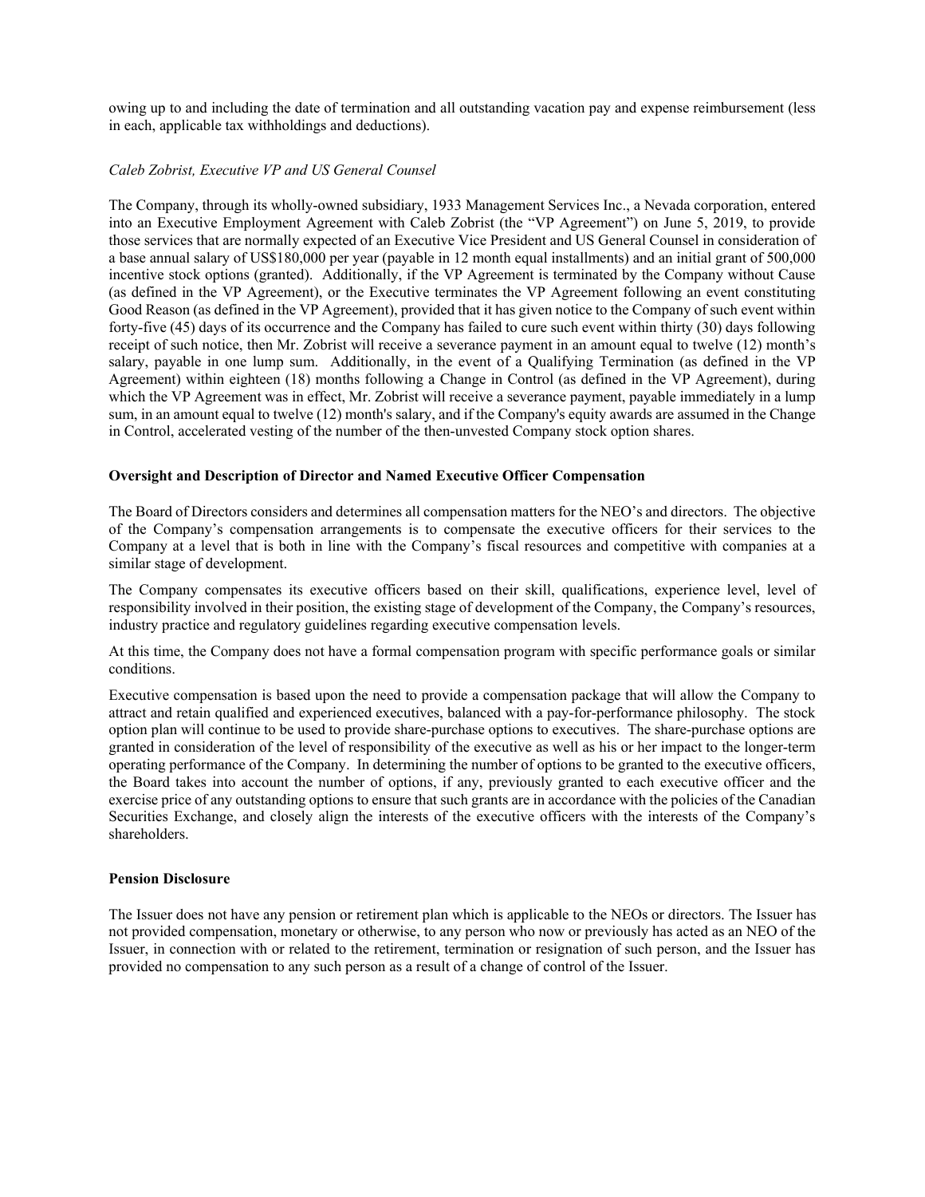owing up to and including the date of termination and all outstanding vacation pay and expense reimbursement (less in each, applicable tax withholdings and deductions).

*Caleb Zobrist, Executive VP and US General Counsel*

The Company, through its wholly-owned subsidiary, 1933 Management Services Inc., a Nevada corporation, entered into an Executive Employment Agreement with Caleb Zobrist (the "VP Agreement") on June 5, 2019, to provide those services that are normally expected of an Executive Vice President and US General Counsel in consideration of a base annual salary of US$180,000 per year (payable in 12 month equal installments) and an initial grant of 500,000 incentive stock options (granted). Additionally, if the VP Agreement is terminated by the Company without Cause (as defined in the VP Agreement), or the Executive terminates the VP Agreement following an event constituting Good Reason (as defined in the VP Agreement), provided that it has given notice to the Company of such event within forty-five (45) days of its occurrence and the Company has failed to cure such event within thirty (30) days following receipt of such notice, then Mr. Zobrist will receive a severance payment in an amount equal to twelve (12) month's salary, payable in one lump sum. Additionally, in the event of a Qualifying Termination (as defined in the VP Agreement) within eighteen (18) months following a Change in Control (as defined in the VP Agreement), during which the VP Agreement was in effect, Mr. Zobrist will receive a severance payment, payable immediately in a lump sum, in an amount equal to twelve (12) month's salary, and if the Company's equity awards are assumed in the Change in Control, accelerated vesting of the number of the then-unvested Company stock option shares.

**Oversight and Description of Director and Named Executive Officer Compensation**

The Board of Directors considers and determines all compensation matters for the NEO's and directors. The objective of the Company's compensation arrangements is to compensate the executive officers for their services to the Company at a level that is both in line with the Company's fiscal resources and competitive with companies at a similar stage of development.

The Company compensates its executive officers based on their skill, qualifications, experience level, level of responsibility involved in their position, the existing stage of development of the Company, the Company's resources, industry practice and regulatory guidelines regarding executive compensation levels.

At this time, the Company does not have a formal compensation program with specific performance goals or similar conditions.

Executive compensation is based upon the need to provide a compensation package that will allow the Company to attract and retain qualified and experienced executives, balanced with a pay-for-performance philosophy. The stock option plan will continue to be used to provide share-purchase options to executives. The share-purchase options are granted in consideration of the level of responsibility of the executive as well as his or her impact to the longer-term operating performance of the Company. In determining the number of options to be granted to the executive officers, the Board takes into account the number of options, if any, previously granted to each executive officer and the exercise price of any outstanding options to ensure that such grants are in accordance with the policies of the Canadian Securities Exchange, and closely align the interests of the executive officers with the interests of the Company's shareholders.

**Pension Disclosure**

The Issuer does not have any pension or retirement plan which is applicable to the NEOs or directors. The Issuer has not provided compensation, monetary or otherwise, to any person who now or previously has acted as an NEO of the Issuer, in connection with or related to the retirement, termination or resignation of such person, and the Issuer has provided no compensation to any such person as a result of a change of control of the Issuer.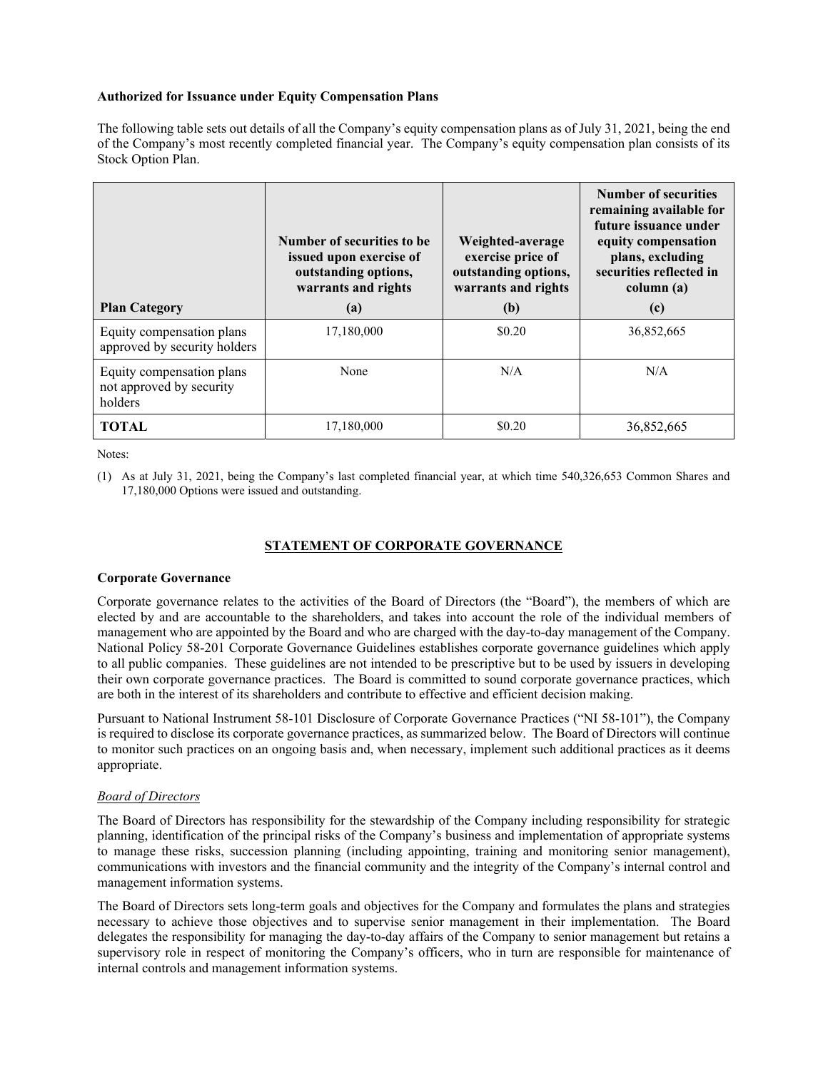**Authorized for Issuance under Equity Compensation Plans**

The following table sets out details of all the Company's equity compensation plans as of July 31, 2021, being the end of the Company's most recently completed financial year. The Company's equity compensation plan consists of its Stock Option Plan.

| Plan Category | Number of securities to be issued upon exercise of outstanding options, warrants and rights (a) | Weighted-average exercise price of outstanding options, warrants and rights (b) | Number of securities remaining available for future issuance under equity compensation plans, excluding securities reflected in column (a) (c) |
|---|---|---|---|
| Equity compensation plans approved by security holders | 17,180,000 | $0.20 | 36,852,665 |
| Equity compensation plans not approved by security holders | None | N/A | N/A |
| **TOTAL** | 17,180,000 | $0.20 | 36,852,665 |

Notes:

(1) As at July 31, 2021, being the Company's last completed financial year, at which time 540,326,653 Common Shares and 17,180,000 Options were issued and outstanding.

## STATEMENT OF CORPORATE GOVERNANCE

**Corporate Governance**

Corporate governance relates to the activities of the Board of Directors (the "Board"), the members of which are elected by and are accountable to the shareholders, and takes into account the role of the individual members of management who are appointed by the Board and who are charged with the day-to-day management of the Company. National Policy 58-201 Corporate Governance Guidelines establishes corporate governance guidelines which apply to all public companies. These guidelines are not intended to be prescriptive but to be used by issuers in developing their own corporate governance practices. The Board is committed to sound corporate governance practices, which are both in the interest of its shareholders and contribute to effective and efficient decision making.

Pursuant to National Instrument 58-101 Disclosure of Corporate Governance Practices ("NI 58-101"), the Company is required to disclose its corporate governance practices, as summarized below. The Board of Directors will continue to monitor such practices on an ongoing basis and, when necessary, implement such additional practices as it deems appropriate.

*Board of Directors*

The Board of Directors has responsibility for the stewardship of the Company including responsibility for strategic planning, identification of the principal risks of the Company's business and implementation of appropriate systems to manage these risks, succession planning (including appointing, training and monitoring senior management), communications with investors and the financial community and the integrity of the Company's internal control and management information systems.

The Board of Directors sets long-term goals and objectives for the Company and formulates the plans and strategies necessary to achieve those objectives and to supervise senior management in their implementation. The Board delegates the responsibility for managing the day-to-day affairs of the Company to senior management but retains a supervisory role in respect of monitoring the Company's officers, who in turn are responsible for maintenance of internal controls and management information systems.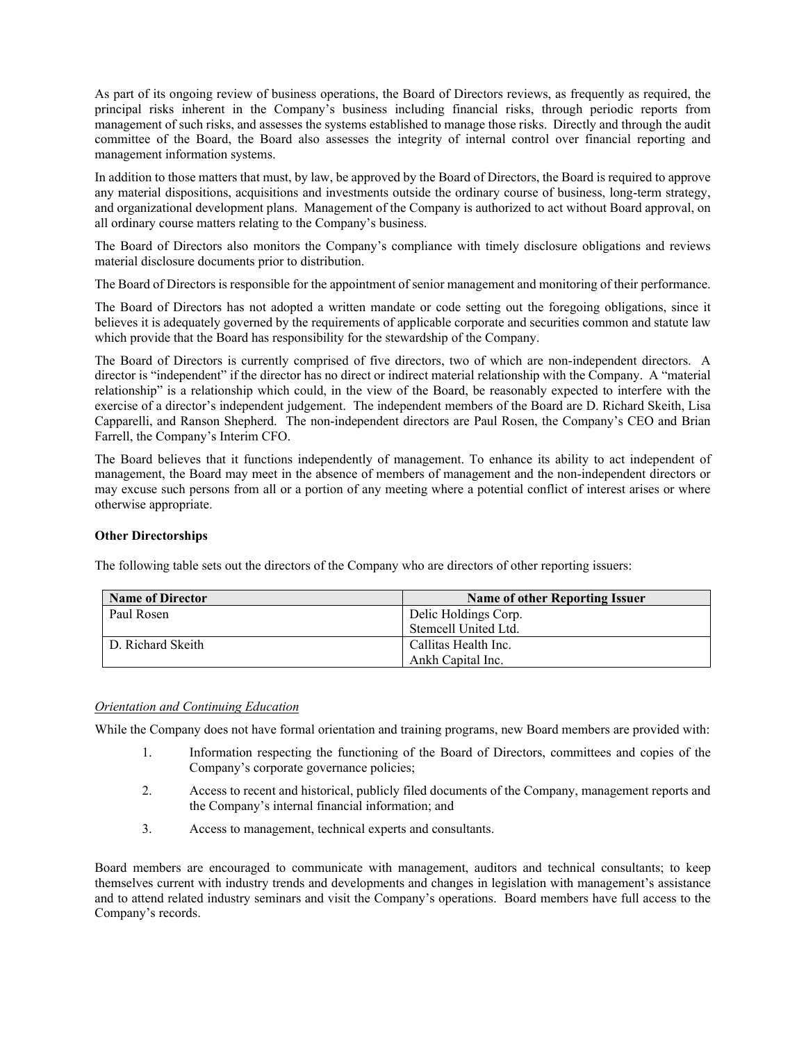As part of its ongoing review of business operations, the Board of Directors reviews, as frequently as required, the principal risks inherent in the Company's business including financial risks, through periodic reports from management of such risks, and assesses the systems established to manage those risks. Directly and through the audit committee of the Board, the Board also assesses the integrity of internal control over financial reporting and management information systems.

In addition to those matters that must, by law, be approved by the Board of Directors, the Board is required to approve any material dispositions, acquisitions and investments outside the ordinary course of business, long-term strategy, and organizational development plans. Management of the Company is authorized to act without Board approval, on all ordinary course matters relating to the Company's business.

The Board of Directors also monitors the Company's compliance with timely disclosure obligations and reviews material disclosure documents prior to distribution.

The Board of Directors is responsible for the appointment of senior management and monitoring of their performance.

The Board of Directors has not adopted a written mandate or code setting out the foregoing obligations, since it believes it is adequately governed by the requirements of applicable corporate and securities common and statute law which provide that the Board has responsibility for the stewardship of the Company.

The Board of Directors is currently comprised of five directors, two of which are non-independent directors. A director is "independent" if the director has no direct or indirect material relationship with the Company. A "material relationship" is a relationship which could, in the view of the Board, be reasonably expected to interfere with the exercise of a director's independent judgement. The independent members of the Board are D. Richard Skeith, Lisa Capparelli, and Ranson Shepherd. The non-independent directors are Paul Rosen, the Company's CEO and Brian Farrell, the Company's Interim CFO.

The Board believes that it functions independently of management. To enhance its ability to act independent of management, the Board may meet in the absence of members of management and the non-independent directors or may excuse such persons from all or a portion of any meeting where a potential conflict of interest arises or where otherwise appropriate.

**Other Directorships**

The following table sets out the directors of the Company who are directors of other reporting issuers:

| Name of Director | Name of other Reporting Issuer |
|---|---|
| Paul Rosen | Delic Holdings Corp.<br>Stemcell United Ltd. |
| D. Richard Skeith | Callitas Health Inc.<br>Ankh Capital Inc. |

*Orientation and Continuing Education*

While the Company does not have formal orientation and training programs, new Board members are provided with:

1. Information respecting the functioning of the Board of Directors, committees and copies of the Company's corporate governance policies;
2. Access to recent and historical, publicly filed documents of the Company, management reports and the Company's internal financial information; and
3. Access to management, technical experts and consultants.

Board members are encouraged to communicate with management, auditors and technical consultants; to keep themselves current with industry trends and developments and changes in legislation with management's assistance and to attend related industry seminars and visit the Company's operations. Board members have full access to the Company's records.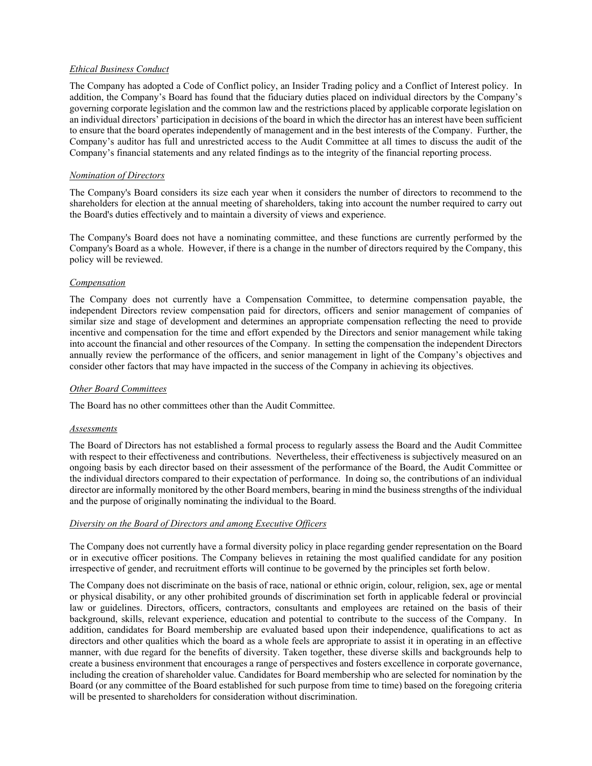*Ethical Business Conduct*

The Company has adopted a Code of Conflict policy, an Insider Trading policy and a Conflict of Interest policy. In addition, the Company's Board has found that the fiduciary duties placed on individual directors by the Company's governing corporate legislation and the common law and the restrictions placed by applicable corporate legislation on an individual directors' participation in decisions of the board in which the director has an interest have been sufficient to ensure that the board operates independently of management and in the best interests of the Company. Further, the Company's auditor has full and unrestricted access to the Audit Committee at all times to discuss the audit of the Company's financial statements and any related findings as to the integrity of the financial reporting process.

*Nomination of Directors*

The Company's Board considers its size each year when it considers the number of directors to recommend to the shareholders for election at the annual meeting of shareholders, taking into account the number required to carry out the Board's duties effectively and to maintain a diversity of views and experience.

The Company's Board does not have a nominating committee, and these functions are currently performed by the Company's Board as a whole. However, if there is a change in the number of directors required by the Company, this policy will be reviewed.

*Compensation*

The Company does not currently have a Compensation Committee, to determine compensation payable, the independent Directors review compensation paid for directors, officers and senior management of companies of similar size and stage of development and determines an appropriate compensation reflecting the need to provide incentive and compensation for the time and effort expended by the Directors and senior management while taking into account the financial and other resources of the Company. In setting the compensation the independent Directors annually review the performance of the officers, and senior management in light of the Company's objectives and consider other factors that may have impacted in the success of the Company in achieving its objectives.

*Other Board Committees*

The Board has no other committees other than the Audit Committee.

*Assessments*

The Board of Directors has not established a formal process to regularly assess the Board and the Audit Committee with respect to their effectiveness and contributions. Nevertheless, their effectiveness is subjectively measured on an ongoing basis by each director based on their assessment of the performance of the Board, the Audit Committee or the individual directors compared to their expectation of performance. In doing so, the contributions of an individual director are informally monitored by the other Board members, bearing in mind the business strengths of the individual and the purpose of originally nominating the individual to the Board.

*Diversity on the Board of Directors and among Executive Officers*

The Company does not currently have a formal diversity policy in place regarding gender representation on the Board or in executive officer positions. The Company believes in retaining the most qualified candidate for any position irrespective of gender, and recruitment efforts will continue to be governed by the principles set forth below.

The Company does not discriminate on the basis of race, national or ethnic origin, colour, religion, sex, age or mental or physical disability, or any other prohibited grounds of discrimination set forth in applicable federal or provincial law or guidelines. Directors, officers, contractors, consultants and employees are retained on the basis of their background, skills, relevant experience, education and potential to contribute to the success of the Company. In addition, candidates for Board membership are evaluated based upon their independence, qualifications to act as directors and other qualities which the board as a whole feels are appropriate to assist it in operating in an effective manner, with due regard for the benefits of diversity. Taken together, these diverse skills and backgrounds help to create a business environment that encourages a range of perspectives and fosters excellence in corporate governance, including the creation of shareholder value. Candidates for Board membership who are selected for nomination by the Board (or any committee of the Board established for such purpose from time to time) based on the foregoing criteria will be presented to shareholders for consideration without discrimination.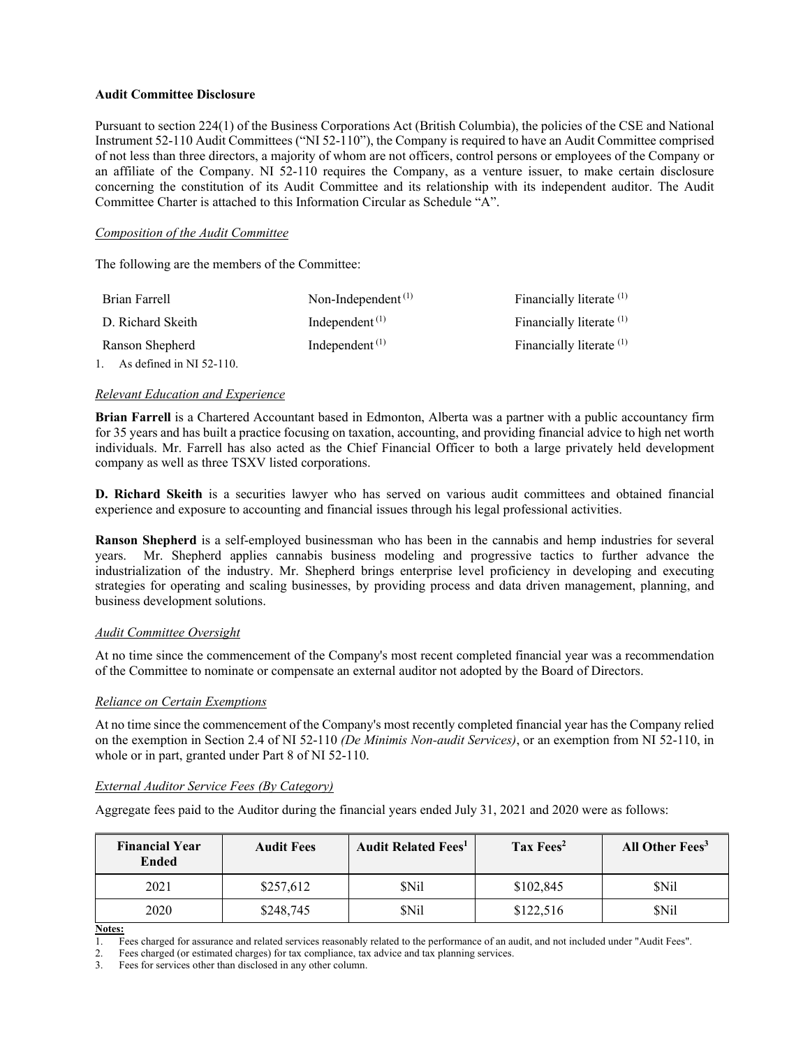**Audit Committee Disclosure**

Pursuant to section 224(1) of the Business Corporations Act (British Columbia), the policies of the CSE and National Instrument 52-110 Audit Committees ("NI 52-110"), the Company is required to have an Audit Committee comprised of not less than three directors, a majority of whom are not officers, control persons or employees of the Company or an affiliate of the Company. NI 52-110 requires the Company, as a venture issuer, to make certain disclosure concerning the constitution of its Audit Committee and its relationship with its independent auditor. The Audit Committee Charter is attached to this Information Circular as Schedule "A".

*Composition of the Audit Committee*

The following are the members of the Committee:

| | | |
|---|---|---|
| Brian Farrell | Non-Independent (1) | Financially literate (1) |
| D. Richard Skeith | Independent (1) | Financially literate (1) |
| Ranson Shepherd | Independent (1) | Financially literate (1) |

1. As defined in NI 52-110.

*Relevant Education and Experience*

**Brian Farrell** is a Chartered Accountant based in Edmonton, Alberta was a partner with a public accountancy firm for 35 years and has built a practice focusing on taxation, accounting, and providing financial advice to high net worth individuals. Mr. Farrell has also acted as the Chief Financial Officer to both a large privately held development company as well as three TSXV listed corporations.

**D. Richard Skeith** is a securities lawyer who has served on various audit committees and obtained financial experience and exposure to accounting and financial issues through his legal professional activities.

**Ranson Shepherd** is a self-employed businessman who has been in the cannabis and hemp industries for several years. Mr. Shepherd applies cannabis business modeling and progressive tactics to further advance the industrialization of the industry. Mr. Shepherd brings enterprise level proficiency in developing and executing strategies for operating and scaling businesses, by providing process and data driven management, planning, and business development solutions.

*Audit Committee Oversight*

At no time since the commencement of the Company's most recent completed financial year was a recommendation of the Committee to nominate or compensate an external auditor not adopted by the Board of Directors.

*Reliance on Certain Exemptions*

At no time since the commencement of the Company's most recently completed financial year has the Company relied on the exemption in Section 2.4 of NI 52-110 *(De Minimis Non-audit Services)*, or an exemption from NI 52-110, in whole or in part, granted under Part 8 of NI 52-110.

*External Auditor Service Fees (By Category)*

Aggregate fees paid to the Auditor during the financial years ended July 31, 2021 and 2020 were as follows:

| Financial Year Ended | Audit Fees | Audit Related Fees[1] | Tax Fees[2] | All Other Fees[3] |
|---|---|---|---|---|
| 2021 | $257,612 | $Nil | $102,845 | $Nil |
| 2020 | $248,745 | $Nil | $122,516 | $Nil |

**Notes:**

1. Fees charged for assurance and related services reasonably related to the performance of an audit, and not included under "Audit Fees".
2. Fees charged (or estimated charges) for tax compliance, tax advice and tax planning services.
3. Fees for services other than disclosed in any other column.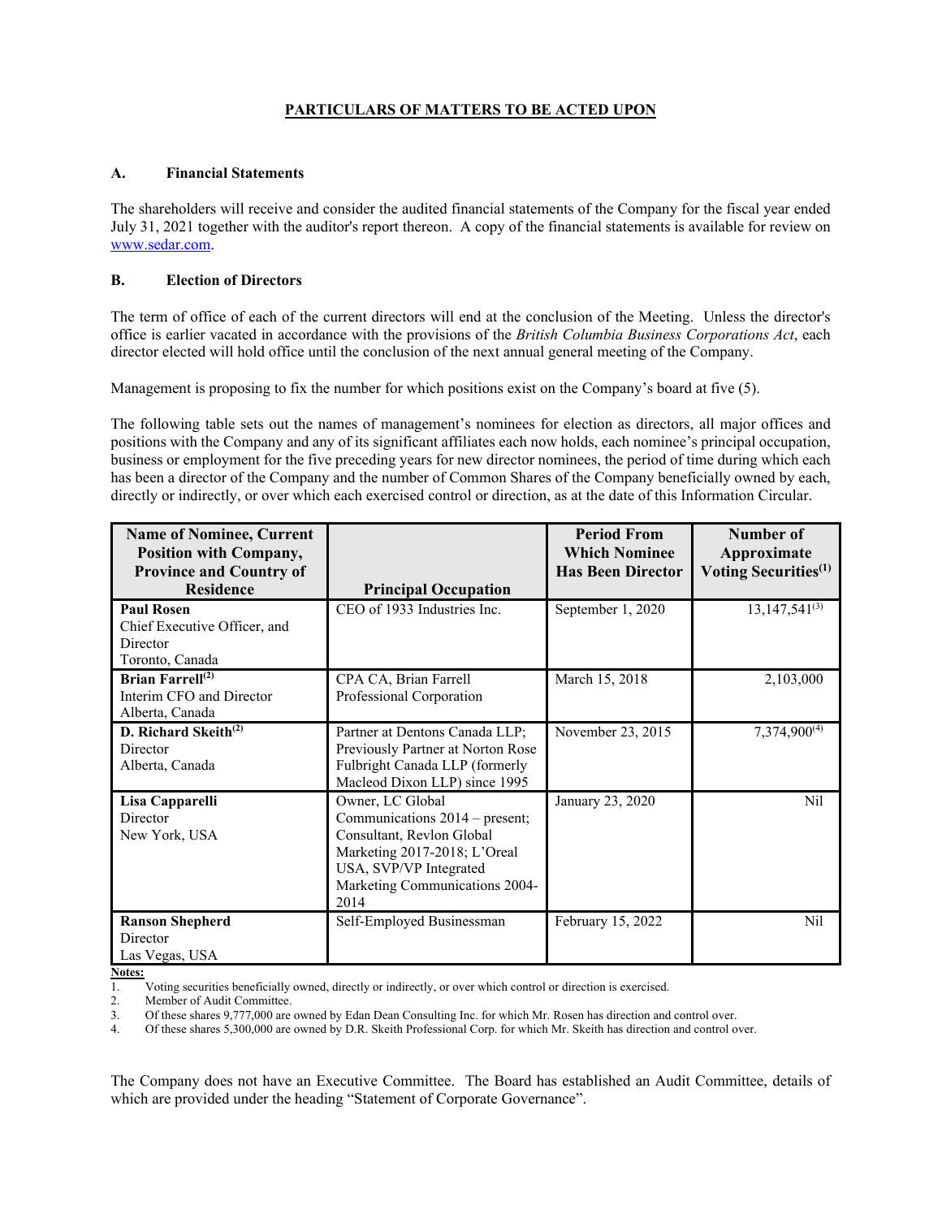## PARTICULARS OF MATTERS TO BE ACTED UPON

### A. Financial Statements

The shareholders will receive and consider the audited financial statements of the Company for the fiscal year ended July 31, 2021 together with the auditor's report thereon. A copy of the financial statements is available for review on www.sedar.com.

### B. Election of Directors

The term of office of each of the current directors will end at the conclusion of the Meeting. Unless the director's office is earlier vacated in accordance with the provisions of the *British Columbia Business Corporations Act*, each director elected will hold office until the conclusion of the next annual general meeting of the Company.

Management is proposing to fix the number for which positions exist on the Company's board at five (5).

The following table sets out the names of management's nominees for election as directors, all major offices and positions with the Company and any of its significant affiliates each now holds, each nominee's principal occupation, business or employment for the five preceding years for new director nominees, the period of time during which each has been a director of the Company and the number of Common Shares of the Company beneficially owned by each, directly or indirectly, or over which each exercised control or direction, as at the date of this Information Circular.

| Name of Nominee, Current Position with Company, Province and Country of Residence | Principal Occupation | Period From Which Nominee Has Been Director | Number of Approximate Voting Securities[(1)] |
|---|---|---|---|
| **Paul Rosen**<br>Chief Executive Officer, and Director<br>Toronto, Canada | CEO of 1933 Industries Inc. | September 1, 2020 | 13,147,541[(3)] |
| **Brian Farrell**[(2)]<br>Interim CFO and Director<br>Alberta, Canada | CPA CA, Brian Farrell Professional Corporation | March 15, 2018 | 2,103,000 |
| **D. Richard Skeith**[(2)]<br>Director<br>Alberta, Canada | Partner at Dentons Canada LLP; Previously Partner at Norton Rose Fulbright Canada LLP (formerly Macleod Dixon LLP) since 1995 | November 23, 2015 | 7,374,900[(4)] |
| **Lisa Capparelli**<br>Director<br>New York, USA | Owner, LC Global Communications 2014 – present; Consultant, Revlon Global Marketing 2017-2018; L'Oreal USA, SVP/VP Integrated Marketing Communications 2004-2014 | January 23, 2020 | Nil |
| **Ranson Shepherd**<br>Director<br>Las Vegas, USA | Self-Employed Businessman | February 15, 2022 | Nil |

**Notes:**

1. Voting securities beneficially owned, directly or indirectly, or over which control or direction is exercised.
2. Member of Audit Committee.
3. Of these shares 9,777,000 are owned by Edan Dean Consulting Inc. for which Mr. Rosen has direction and control over.
4. Of these shares 5,300,000 are owned by D.R. Skeith Professional Corp. for which Mr. Skeith has direction and control over.

The Company does not have an Executive Committee. The Board has established an Audit Committee, details of which are provided under the heading "Statement of Corporate Governance".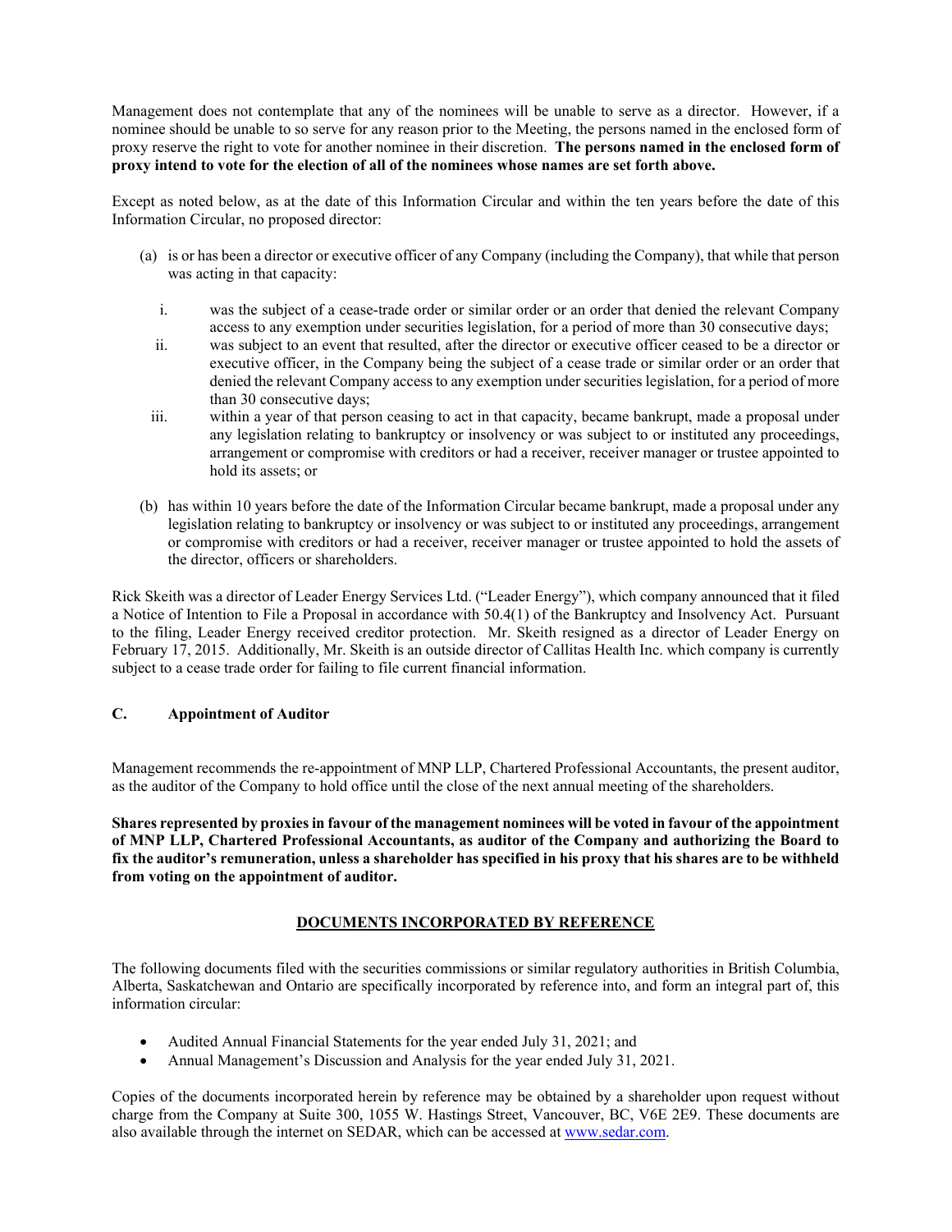Management does not contemplate that any of the nominees will be unable to serve as a director. However, if a nominee should be unable to so serve for any reason prior to the Meeting, the persons named in the enclosed form of proxy reserve the right to vote for another nominee in their discretion. **The persons named in the enclosed form of proxy intend to vote for the election of all of the nominees whose names are set forth above.**

Except as noted below, as at the date of this Information Circular and within the ten years before the date of this Information Circular, no proposed director:

(a) is or has been a director or executive officer of any Company (including the Company), that while that person was acting in that capacity:

   i. was the subject of a cease-trade order or similar order or an order that denied the relevant Company access to any exemption under securities legislation, for a period of more than 30 consecutive days;
   
   ii. was subject to an event that resulted, after the director or executive officer ceased to be a director or executive officer, in the Company being the subject of a cease trade or similar order or an order that denied the relevant Company access to any exemption under securities legislation, for a period of more than 30 consecutive days;
   
   iii. within a year of that person ceasing to act in that capacity, became bankrupt, made a proposal under any legislation relating to bankruptcy or insolvency or was subject to or instituted any proceedings, arrangement or compromise with creditors or had a receiver, receiver manager or trustee appointed to hold its assets; or

(b) has within 10 years before the date of the Information Circular became bankrupt, made a proposal under any legislation relating to bankruptcy or insolvency or was subject to or instituted any proceedings, arrangement or compromise with creditors or had a receiver, receiver manager or trustee appointed to hold the assets of the director, officers or shareholders.

Rick Skeith was a director of Leader Energy Services Ltd. ("Leader Energy"), which company announced that it filed a Notice of Intention to File a Proposal in accordance with 50.4(1) of the Bankruptcy and Insolvency Act. Pursuant to the filing, Leader Energy received creditor protection. Mr. Skeith resigned as a director of Leader Energy on February 17, 2015. Additionally, Mr. Skeith is an outside director of Callitas Health Inc. which company is currently subject to a cease trade order for failing to file current financial information.

### C. Appointment of Auditor

Management recommends the re-appointment of MNP LLP, Chartered Professional Accountants, the present auditor, as the auditor of the Company to hold office until the close of the next annual meeting of the shareholders.

**Shares represented by proxies in favour of the management nominees will be voted in favour of the appointment of MNP LLP, Chartered Professional Accountants, as auditor of the Company and authorizing the Board to fix the auditor's remuneration, unless a shareholder has specified in his proxy that his shares are to be withheld from voting on the appointment of auditor.**

## DOCUMENTS INCORPORATED BY REFERENCE

The following documents filed with the securities commissions or similar regulatory authorities in British Columbia, Alberta, Saskatchewan and Ontario are specifically incorporated by reference into, and form an integral part of, this information circular:

- Audited Annual Financial Statements for the year ended July 31, 2021; and
- Annual Management's Discussion and Analysis for the year ended July 31, 2021.

Copies of the documents incorporated herein by reference may be obtained by a shareholder upon request without charge from the Company at Suite 300, 1055 W. Hastings Street, Vancouver, BC, V6E 2E9. These documents are also available through the internet on SEDAR, which can be accessed at www.sedar.com.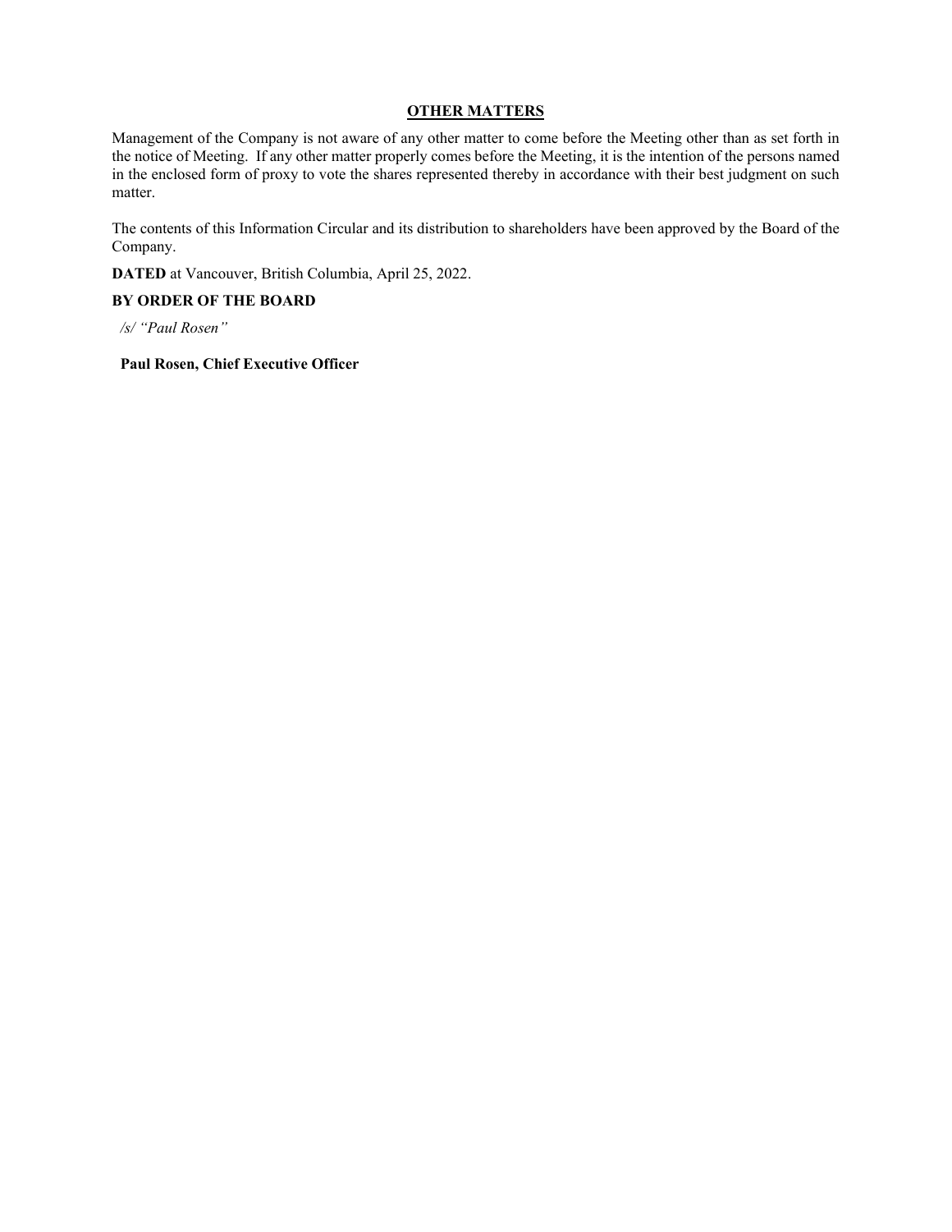## OTHER MATTERS

Management of the Company is not aware of any other matter to come before the Meeting other than as set forth in the notice of Meeting. If any other matter properly comes before the Meeting, it is the intention of the persons named in the enclosed form of proxy to vote the shares represented thereby in accordance with their best judgment on such matter.

The contents of this Information Circular and its distribution to shareholders have been approved by the Board of the Company.

**DATED** at Vancouver, British Columbia, April 25, 2022.

**BY ORDER OF THE BOARD**

*/s/ "Paul Rosen"*

**Paul Rosen, Chief Executive Officer**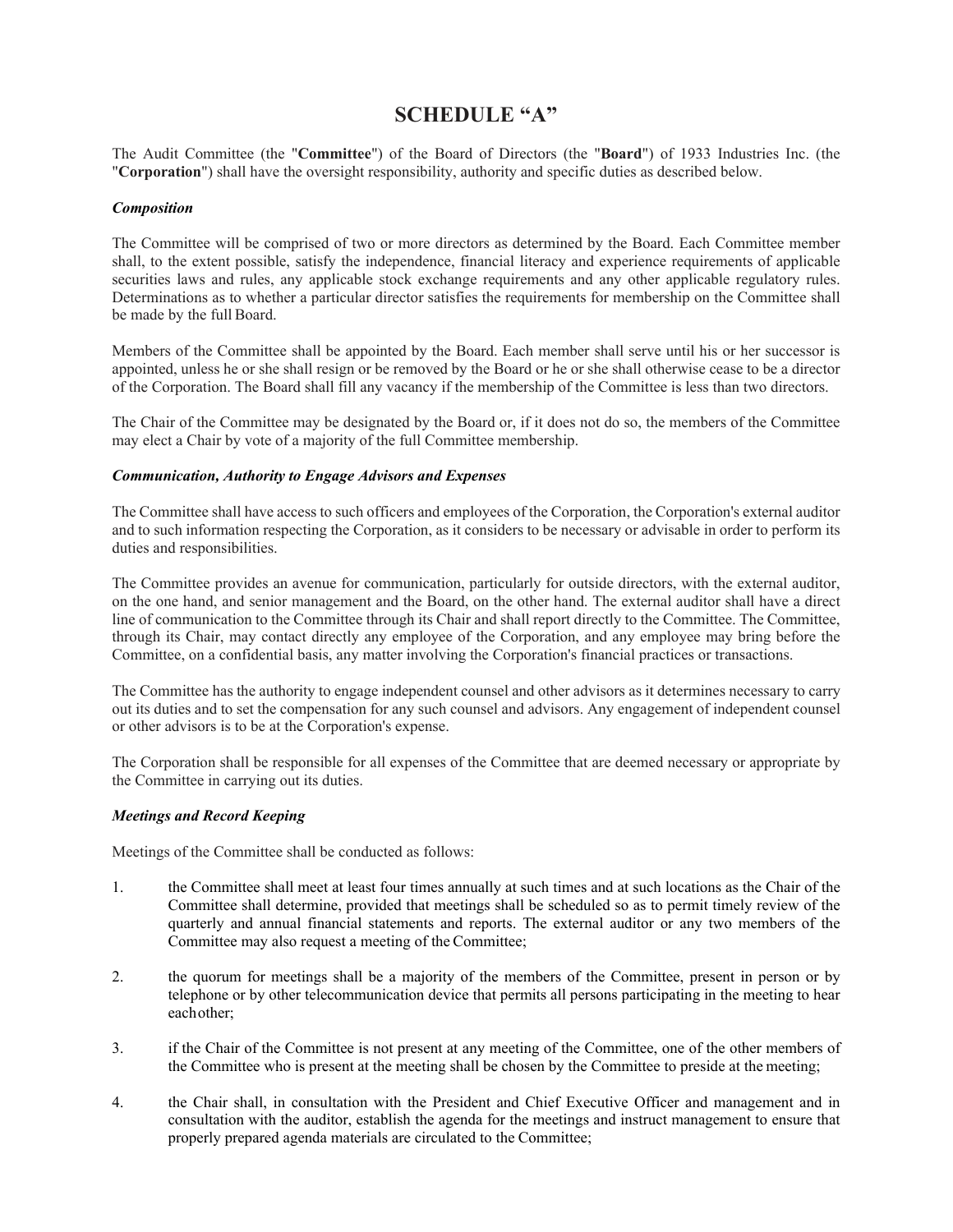# SCHEDULE "A"

The Audit Committee (the "**Committee**") of the Board of Directors (the "**Board**") of 1933 Industries Inc. (the "**Corporation**") shall have the oversight responsibility, authority and specific duties as described below.

***Composition***

The Committee will be comprised of two or more directors as determined by the Board. Each Committee member shall, to the extent possible, satisfy the independence, financial literacy and experience requirements of applicable securities laws and rules, any applicable stock exchange requirements and any other applicable regulatory rules. Determinations as to whether a particular director satisfies the requirements for membership on the Committee shall be made by the full Board.

Members of the Committee shall be appointed by the Board. Each member shall serve until his or her successor is appointed, unless he or she shall resign or be removed by the Board or he or she shall otherwise cease to be a director of the Corporation. The Board shall fill any vacancy if the membership of the Committee is less than two directors.

The Chair of the Committee may be designated by the Board or, if it does not do so, the members of the Committee may elect a Chair by vote of a majority of the full Committee membership.

***Communication, Authority to Engage Advisors and Expenses***

The Committee shall have access to such officers and employees of the Corporation, the Corporation's external auditor and to such information respecting the Corporation, as it considers to be necessary or advisable in order to perform its duties and responsibilities.

The Committee provides an avenue for communication, particularly for outside directors, with the external auditor, on the one hand, and senior management and the Board, on the other hand. The external auditor shall have a direct line of communication to the Committee through its Chair and shall report directly to the Committee. The Committee, through its Chair, may contact directly any employee of the Corporation, and any employee may bring before the Committee, on a confidential basis, any matter involving the Corporation's financial practices or transactions.

The Committee has the authority to engage independent counsel and other advisors as it determines necessary to carry out its duties and to set the compensation for any such counsel and advisors. Any engagement of independent counsel or other advisors is to be at the Corporation's expense.

The Corporation shall be responsible for all expenses of the Committee that are deemed necessary or appropriate by the Committee in carrying out its duties.

***Meetings and Record Keeping***

Meetings of the Committee shall be conducted as follows:

1. the Committee shall meet at least four times annually at such times and at such locations as the Chair of the Committee shall determine, provided that meetings shall be scheduled so as to permit timely review of the quarterly and annual financial statements and reports. The external auditor or any two members of the Committee may also request a meeting of the Committee;

2. the quorum for meetings shall be a majority of the members of the Committee, present in person or by telephone or by other telecommunication device that permits all persons participating in the meeting to hear each other;

3. if the Chair of the Committee is not present at any meeting of the Committee, one of the other members of the Committee who is present at the meeting shall be chosen by the Committee to preside at the meeting;

4. the Chair shall, in consultation with the President and Chief Executive Officer and management and in consultation with the auditor, establish the agenda for the meetings and instruct management to ensure that properly prepared agenda materials are circulated to the Committee;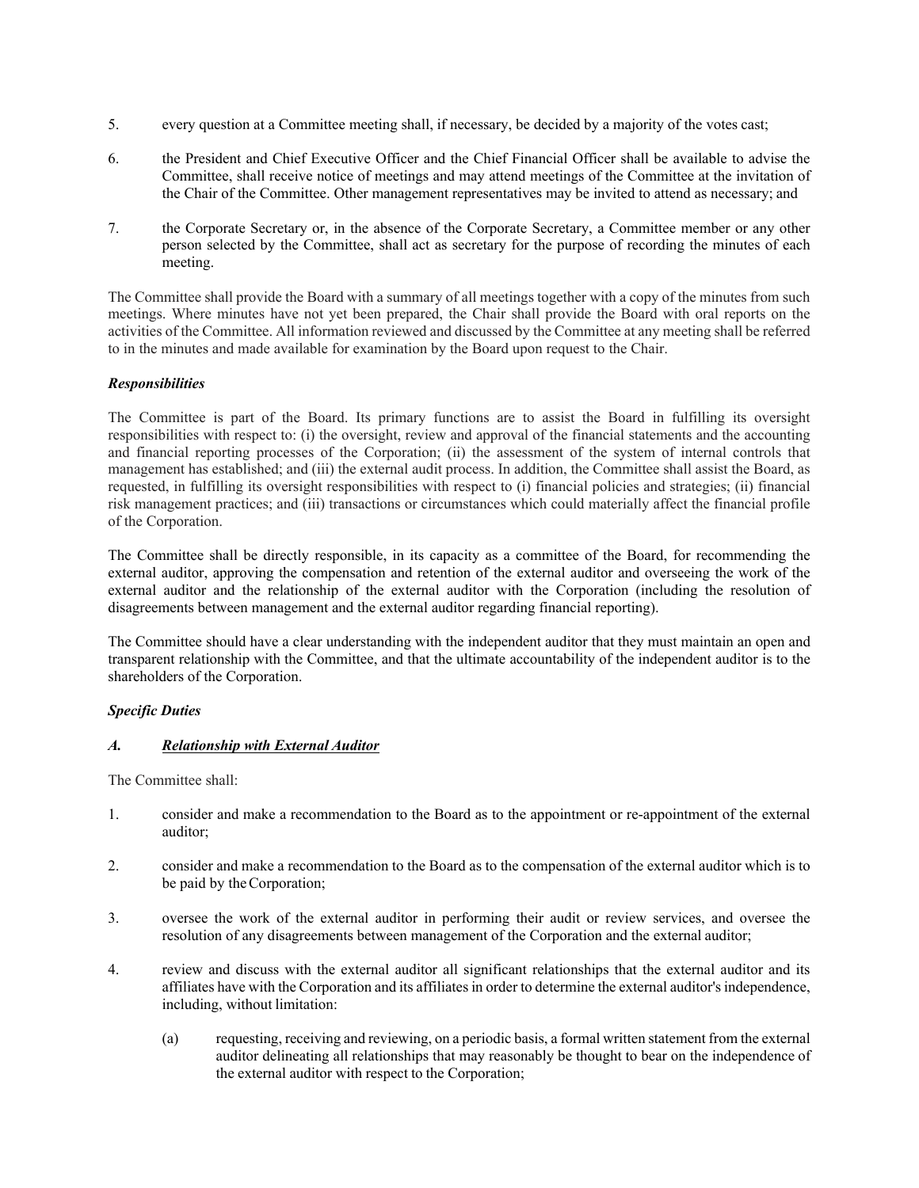5. every question at a Committee meeting shall, if necessary, be decided by a majority of the votes cast;

6. the President and Chief Executive Officer and the Chief Financial Officer shall be available to advise the Committee, shall receive notice of meetings and may attend meetings of the Committee at the invitation of the Chair of the Committee. Other management representatives may be invited to attend as necessary; and

7. the Corporate Secretary or, in the absence of the Corporate Secretary, a Committee member or any other person selected by the Committee, shall act as secretary for the purpose of recording the minutes of each meeting.

The Committee shall provide the Board with a summary of all meetings together with a copy of the minutes from such meetings. Where minutes have not yet been prepared, the Chair shall provide the Board with oral reports on the activities of the Committee. All information reviewed and discussed by the Committee at any meeting shall be referred to in the minutes and made available for examination by the Board upon request to the Chair.

***Responsibilities***

The Committee is part of the Board. Its primary functions are to assist the Board in fulfilling its oversight responsibilities with respect to: (i) the oversight, review and approval of the financial statements and the accounting and financial reporting processes of the Corporation; (ii) the assessment of the system of internal controls that management has established; and (iii) the external audit process. In addition, the Committee shall assist the Board, as requested, in fulfilling its oversight responsibilities with respect to (i) financial policies and strategies; (ii) financial risk management practices; and (iii) transactions or circumstances which could materially affect the financial profile of the Corporation.

The Committee shall be directly responsible, in its capacity as a committee of the Board, for recommending the external auditor, approving the compensation and retention of the external auditor and overseeing the work of the external auditor and the relationship of the external auditor with the Corporation (including the resolution of disagreements between management and the external auditor regarding financial reporting).

The Committee should have a clear understanding with the independent auditor that they must maintain an open and transparent relationship with the Committee, and that the ultimate accountability of the independent auditor is to the shareholders of the Corporation.

***Specific Duties***

***A. <u>Relationship with External Auditor</u>***

The Committee shall:

1. consider and make a recommendation to the Board as to the appointment or re-appointment of the external auditor;

2. consider and make a recommendation to the Board as to the compensation of the external auditor which is to be paid by the Corporation;

3. oversee the work of the external auditor in performing their audit or review services, and oversee the resolution of any disagreements between management of the Corporation and the external auditor;

4. review and discuss with the external auditor all significant relationships that the external auditor and its affiliates have with the Corporation and its affiliates in order to determine the external auditor's independence, including, without limitation:

   (a) requesting, receiving and reviewing, on a periodic basis, a formal written statement from the external auditor delineating all relationships that may reasonably be thought to bear on the independence of the external auditor with respect to the Corporation;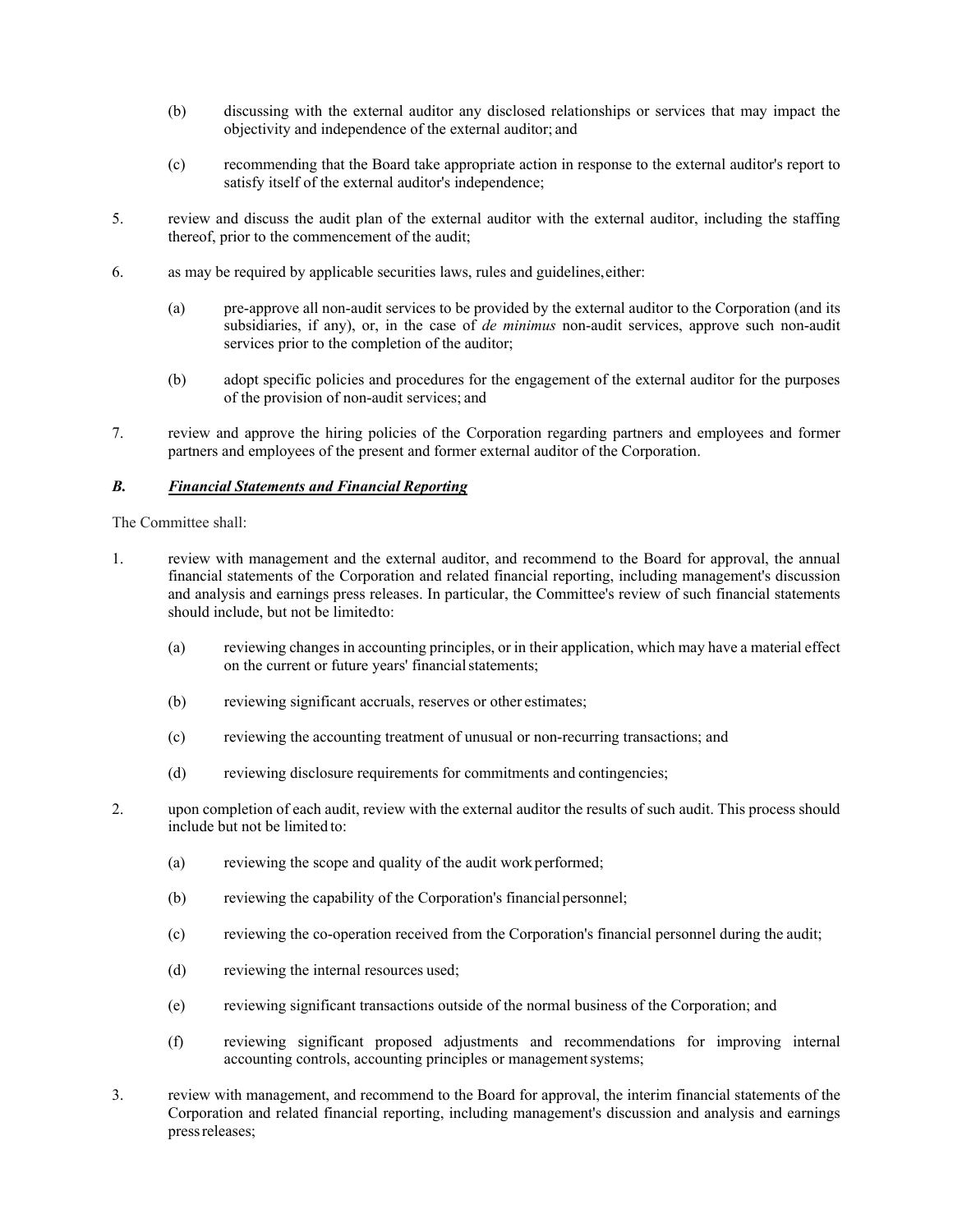(b) discussing with the external auditor any disclosed relationships or services that may impact the objectivity and independence of the external auditor; and

(c) recommending that the Board take appropriate action in response to the external auditor's report to satisfy itself of the external auditor's independence;

5. review and discuss the audit plan of the external auditor with the external auditor, including the staffing thereof, prior to the commencement of the audit;

6. as may be required by applicable securities laws, rules and guidelines, either:

   (a) pre-approve all non-audit services to be provided by the external auditor to the Corporation (and its subsidiaries, if any), or, in the case of *de minimus* non-audit services, approve such non-audit services prior to the completion of the auditor;

   (b) adopt specific policies and procedures for the engagement of the external auditor for the purposes of the provision of non-audit services; and

7. review and approve the hiring policies of the Corporation regarding partners and employees and former partners and employees of the present and former external auditor of the Corporation.

### *B. Financial Statements and Financial Reporting*

The Committee shall:

1. review with management and the external auditor, and recommend to the Board for approval, the annual financial statements of the Corporation and related financial reporting, including management's discussion and analysis and earnings press releases. In particular, the Committee's review of such financial statements should include, but not be limited to:

   (a) reviewing changes in accounting principles, or in their application, which may have a material effect on the current or future years' financial statements;

   (b) reviewing significant accruals, reserves or other estimates;

   (c) reviewing the accounting treatment of unusual or non-recurring transactions; and

   (d) reviewing disclosure requirements for commitments and contingencies;

2. upon completion of each audit, review with the external auditor the results of such audit. This process should include but not be limited to:

   (a) reviewing the scope and quality of the audit work performed;

   (b) reviewing the capability of the Corporation's financial personnel;

   (c) reviewing the co-operation received from the Corporation's financial personnel during the audit;

   (d) reviewing the internal resources used;

   (e) reviewing significant transactions outside of the normal business of the Corporation; and

   (f) reviewing significant proposed adjustments and recommendations for improving internal accounting controls, accounting principles or management systems;

3. review with management, and recommend to the Board for approval, the interim financial statements of the Corporation and related financial reporting, including management's discussion and analysis and earnings press releases;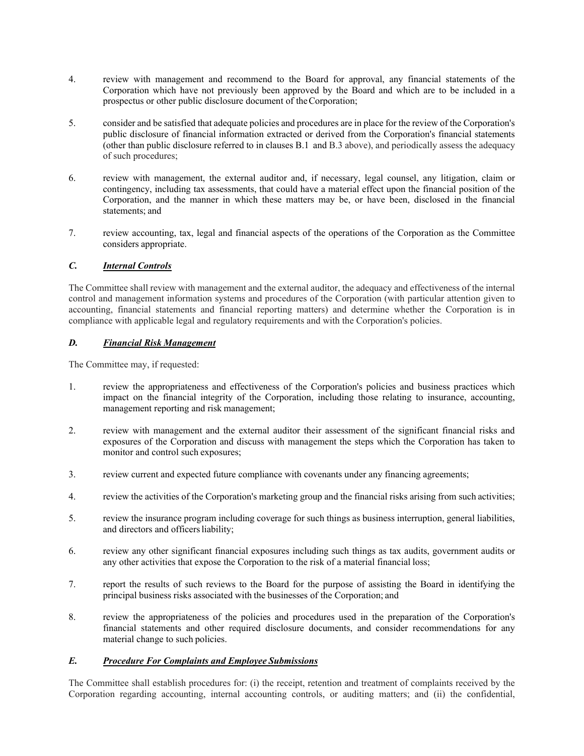4. review with management and recommend to the Board for approval, any financial statements of the Corporation which have not previously been approved by the Board and which are to be included in a prospectus or other public disclosure document of the Corporation;

5. consider and be satisfied that adequate policies and procedures are in place for the review of the Corporation's public disclosure of financial information extracted or derived from the Corporation's financial statements (other than public disclosure referred to in clauses B.1 and B.3 above), and periodically assess the adequacy of such procedures;

6. review with management, the external auditor and, if necessary, legal counsel, any litigation, claim or contingency, including tax assessments, that could have a material effect upon the financial position of the Corporation, and the manner in which these matters may be, or have been, disclosed in the financial statements; and

7. review accounting, tax, legal and financial aspects of the operations of the Corporation as the Committee considers appropriate.

### *C. **Internal Controls***

The Committee shall review with management and the external auditor, the adequacy and effectiveness of the internal control and management information systems and procedures of the Corporation (with particular attention given to accounting, financial statements and financial reporting matters) and determine whether the Corporation is in compliance with applicable legal and regulatory requirements and with the Corporation's policies.

### *D. **Financial Risk Management***

The Committee may, if requested:

1. review the appropriateness and effectiveness of the Corporation's policies and business practices which impact on the financial integrity of the Corporation, including those relating to insurance, accounting, management reporting and risk management;

2. review with management and the external auditor their assessment of the significant financial risks and exposures of the Corporation and discuss with management the steps which the Corporation has taken to monitor and control such exposures;

3. review current and expected future compliance with covenants under any financing agreements;

4. review the activities of the Corporation's marketing group and the financial risks arising from such activities;

5. review the insurance program including coverage for such things as business interruption, general liabilities, and directors and officers liability;

6. review any other significant financial exposures including such things as tax audits, government audits or any other activities that expose the Corporation to the risk of a material financial loss;

7. report the results of such reviews to the Board for the purpose of assisting the Board in identifying the principal business risks associated with the businesses of the Corporation; and

8. review the appropriateness of the policies and procedures used in the preparation of the Corporation's financial statements and other required disclosure documents, and consider recommendations for any material change to such policies.

### *E. **Procedure For Complaints and Employee Submissions***

The Committee shall establish procedures for: (i) the receipt, retention and treatment of complaints received by the Corporation regarding accounting, internal accounting controls, or auditing matters; and (ii) the confidential,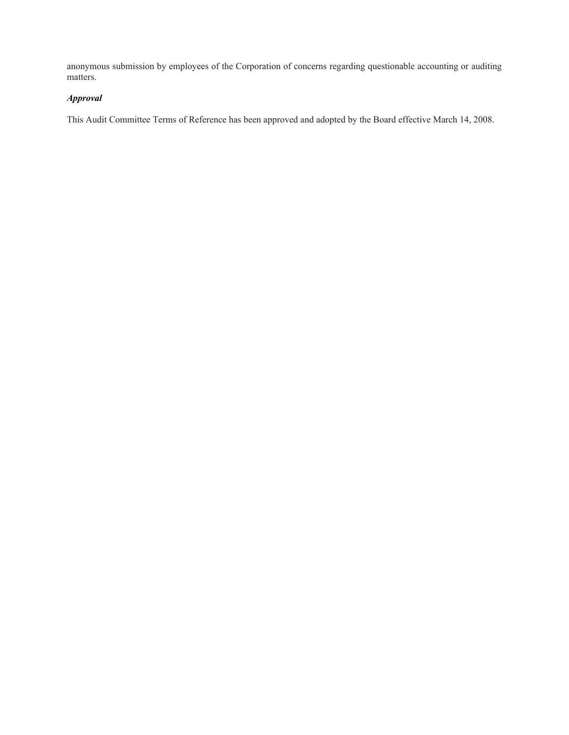anonymous submission by employees of the Corporation of concerns regarding questionable accounting or auditing matters.

***Approval***

This Audit Committee Terms of Reference has been approved and adopted by the Board effective March 14, 2008.